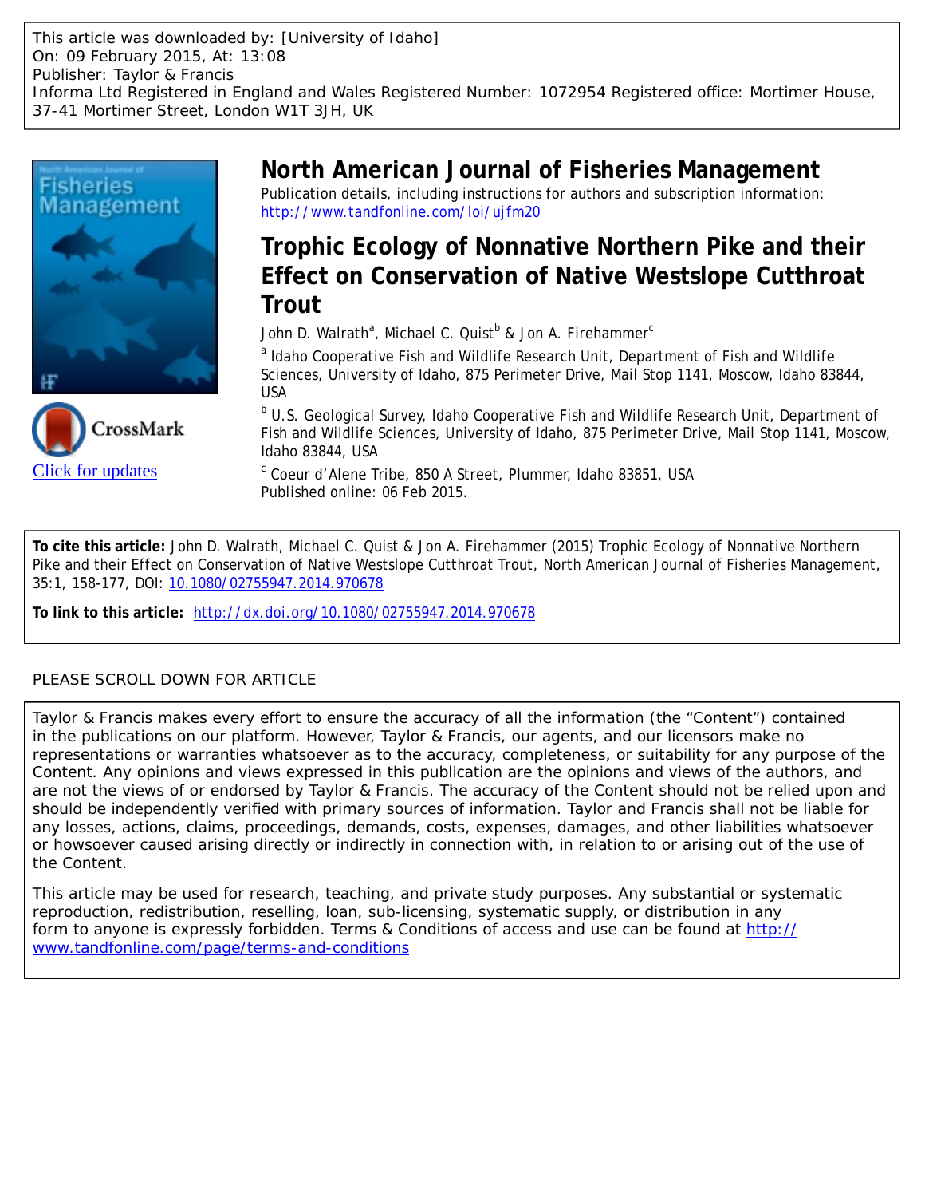This article was downloaded by: [University of Idaho]
On: 09 February 2015, At: 13:08
Publisher: Taylor & Francis
Informa Ltd Registered in England and Wales Registered Number: 1072954 Registered office: Mortimer House, 37-41 Mortimer Street, London W1T 3JH, UK

# North American Journal of Fisheries Management

Publication details, including instructions for authors and subscription information:
http://www.tandfonline.com/loi/ujfm20

# Trophic Ecology of Nonnative Northern Pike and their Effect on Conservation of Native Westslope Cutthroat Trout

John D. Walrath[a], Michael C. Quist[b] & Jon A. Firehammer[c]

[a] Idaho Cooperative Fish and Wildlife Research Unit, Department of Fish and Wildlife Sciences, University of Idaho, 875 Perimeter Drive, Mail Stop 1141, Moscow, Idaho 83844, USA

[b] U.S. Geological Survey, Idaho Cooperative Fish and Wildlife Research Unit, Department of Fish and Wildlife Sciences, University of Idaho, 875 Perimeter Drive, Mail Stop 1141, Moscow, Idaho 83844, USA

[c] Coeur d'Alene Tribe, 850 A Street, Plummer, Idaho 83851, USA

Published online: 06 Feb 2015.

Click for updates

**To cite this article:** John D. Walrath, Michael C. Quist & Jon A. Firehammer (2015) Trophic Ecology of Nonnative Northern Pike and their Effect on Conservation of Native Westslope Cutthroat Trout, North American Journal of Fisheries Management, 35:1, 158-177, DOI: 10.1080/02755947.2014.970678

**To link to this article:** http://dx.doi.org/10.1080/02755947.2014.970678

PLEASE SCROLL DOWN FOR ARTICLE

Taylor & Francis makes every effort to ensure the accuracy of all the information (the "Content") contained in the publications on our platform. However, Taylor & Francis, our agents, and our licensors make no representations or warranties whatsoever as to the accuracy, completeness, or suitability for any purpose of the Content. Any opinions and views expressed in this publication are the opinions and views of the authors, and are not the views of or endorsed by Taylor & Francis. The accuracy of the Content should not be relied upon and should be independently verified with primary sources of information. Taylor and Francis shall not be liable for any losses, actions, claims, proceedings, demands, costs, expenses, damages, and other liabilities whatsoever or howsoever caused arising directly or indirectly in connection with, in relation to or arising out of the use of the Content.

This article may be used for research, teaching, and private study purposes. Any substantial or systematic reproduction, redistribution, reselling, loan, sub-licensing, systematic supply, or distribution in any form to anyone is expressly forbidden. Terms & Conditions of access and use can be found at http://www.tandfonline.com/page/terms-and-conditions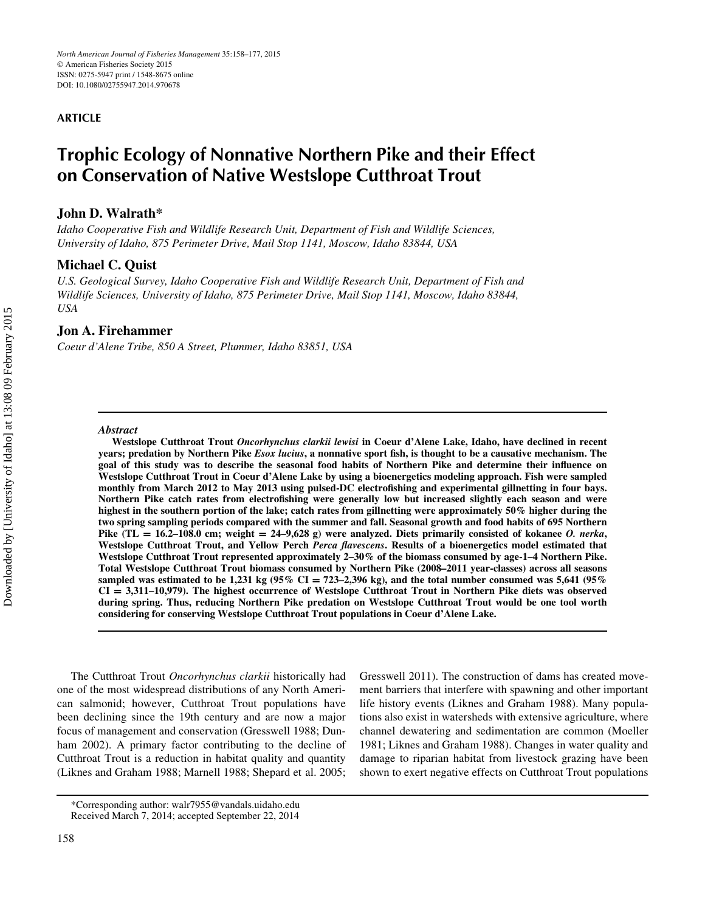ARTICLE

# Trophic Ecology of Nonnative Northern Pike and their Effect on Conservation of Native Westslope Cutthroat Trout

**John D. Walrath***

*Idaho Cooperative Fish and Wildlife Research Unit, Department of Fish and Wildlife Sciences, University of Idaho, 875 Perimeter Drive, Mail Stop 1141, Moscow, Idaho 83844, USA*

**Michael C. Quist**

*U.S. Geological Survey, Idaho Cooperative Fish and Wildlife Research Unit, Department of Fish and Wildlife Sciences, University of Idaho, 875 Perimeter Drive, Mail Stop 1141, Moscow, Idaho 83844, USA*

**Jon A. Firehammer**

*Coeur d'Alene Tribe, 850 A Street, Plummer, Idaho 83851, USA*

### *Abstract*

**Westslope Cutthroat Trout *Oncorhynchus clarkii lewisi* in Coeur d'Alene Lake, Idaho, have declined in recent years; predation by Northern Pike *Esox lucius*, a nonnative sport fish, is thought to be a causative mechanism. The goal of this study was to describe the seasonal food habits of Northern Pike and determine their influence on Westslope Cutthroat Trout in Coeur d'Alene Lake by using a bioenergetics modeling approach. Fish were sampled monthly from March 2012 to May 2013 using pulsed-DC electrofishing and experimental gillnetting in four bays. Northern Pike catch rates from electrofishing were generally low but increased slightly each season and were highest in the southern portion of the lake; catch rates from gillnetting were approximately 50% higher during the two spring sampling periods compared with the summer and fall. Seasonal growth and food habits of 695 Northern Pike (TL = 16.2–108.0 cm; weight = 24–9,628 g) were analyzed. Diets primarily consisted of kokanee *O. nerka*, Westslope Cutthroat Trout, and Yellow Perch *Perca flavescens*. Results of a bioenergetics model estimated that Westslope Cutthroat Trout represented approximately 2–30% of the biomass consumed by age-1–4 Northern Pike. Total Westslope Cutthroat Trout biomass consumed by Northern Pike (2008–2011 year-classes) across all seasons sampled was estimated to be 1,231 kg (95% CI = 723–2,396 kg), and the total number consumed was 5,641 (95% CI = 3,311–10,979). The highest occurrence of Westslope Cutthroat Trout in Northern Pike diets was observed during spring. Thus, reducing Northern Pike predation on Westslope Cutthroat Trout would be one tool worth considering for conserving Westslope Cutthroat Trout populations in Coeur d'Alene Lake.**

The Cutthroat Trout *Oncorhynchus clarkii* historically had one of the most widespread distributions of any North American salmonid; however, Cutthroat Trout populations have been declining since the 19th century and are now a major focus of management and conservation (Gresswell 1988; Dunham 2002). A primary factor contributing to the decline of Cutthroat Trout is a reduction in habitat quality and quantity (Liknes and Graham 1988; Marnell 1988; Shepard et al. 2005; Gresswell 2011). The construction of dams has created movement barriers that interfere with spawning and other important life history events (Liknes and Graham 1988). Many populations also exist in watersheds with extensive agriculture, where channel dewatering and sedimentation are common (Moeller 1981; Liknes and Graham 1988). Changes in water quality and damage to riparian habitat from livestock grazing have been shown to exert negative effects on Cutthroat Trout populations

*Corresponding author: walr7955@vandals.uidaho.edu
Received March 7, 2014; accepted September 22, 2014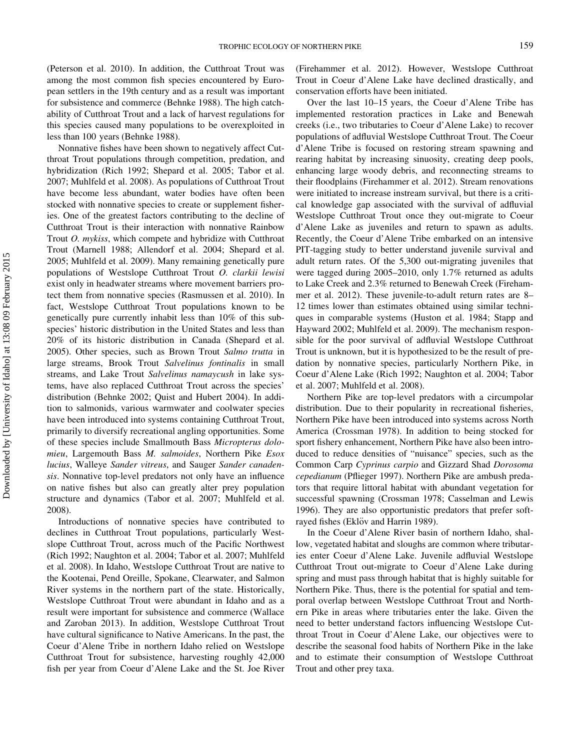(Peterson et al. 2010). In addition, the Cutthroat Trout was among the most common fish species encountered by European settlers in the 19th century and as a result was important for subsistence and commerce (Behnke 1988). The high catchability of Cutthroat Trout and a lack of harvest regulations for this species caused many populations to be overexploited in less than 100 years (Behnke 1988).

Nonnative fishes have been shown to negatively affect Cutthroat Trout populations through competition, predation, and hybridization (Rich 1992; Shepard et al. 2005; Tabor et al. 2007; Muhlfeld et al. 2008). As populations of Cutthroat Trout have become less abundant, water bodies have often been stocked with nonnative species to create or supplement fisheries. One of the greatest factors contributing to the decline of Cutthroat Trout is their interaction with nonnative Rainbow Trout *O. mykiss*, which compete and hybridize with Cutthroat Trout (Marnell 1988; Allendorf et al. 2004; Shepard et al. 2005; Muhlfeld et al. 2009). Many remaining genetically pure populations of Westslope Cutthroat Trout *O. clarkii lewisi* exist only in headwater streams where movement barriers protect them from nonnative species (Rasmussen et al. 2010). In fact, Westslope Cutthroat Trout populations known to be genetically pure currently inhabit less than 10% of this subspecies' historic distribution in the United States and less than 20% of its historic distribution in Canada (Shepard et al. 2005). Other species, such as Brown Trout *Salmo trutta* in large streams, Brook Trout *Salvelinus fontinalis* in small streams, and Lake Trout *Salvelinus namaycush* in lake systems, have also replaced Cutthroat Trout across the species' distribution (Behnke 2002; Quist and Hubert 2004). In addition to salmonids, various warmwater and coolwater species have been introduced into systems containing Cutthroat Trout, primarily to diversify recreational angling opportunities. Some of these species include Smallmouth Bass *Micropterus dolomieu*, Largemouth Bass *M. salmoides*, Northern Pike *Esox lucius*, Walleye *Sander vitreus*, and Sauger *Sander canadensis*. Nonnative top-level predators not only have an influence on native fishes but also can greatly alter prey population structure and dynamics (Tabor et al. 2007; Muhlfeld et al. 2008).

Introductions of nonnative species have contributed to declines in Cutthroat Trout populations, particularly Westslope Cutthroat Trout, across much of the Pacific Northwest (Rich 1992; Naughton et al. 2004; Tabor et al. 2007; Muhlfeld et al. 2008). In Idaho, Westslope Cutthroat Trout are native to the Kootenai, Pend Oreille, Spokane, Clearwater, and Salmon River systems in the northern part of the state. Historically, Westslope Cutthroat Trout were abundant in Idaho and as a result were important for subsistence and commerce (Wallace and Zaroban 2013). In addition, Westslope Cutthroat Trout have cultural significance to Native Americans. In the past, the Coeur d'Alene Tribe in northern Idaho relied on Westslope Cutthroat Trout for subsistence, harvesting roughly 42,000 fish per year from Coeur d'Alene Lake and the St. Joe River (Firehammer et al. 2012). However, Westslope Cutthroat Trout in Coeur d'Alene Lake have declined drastically, and conservation efforts have been initiated.

Over the last 10–15 years, the Coeur d'Alene Tribe has implemented restoration practices in Lake and Benewah creeks (i.e., two tributaries to Coeur d'Alene Lake) to recover populations of adfluvial Westslope Cutthroat Trout. The Coeur d'Alene Tribe is focused on restoring stream spawning and rearing habitat by increasing sinuosity, creating deep pools, enhancing large woody debris, and reconnecting streams to their floodplains (Firehammer et al. 2012). Stream renovations were initiated to increase instream survival, but there is a critical knowledge gap associated with the survival of adfluvial Westslope Cutthroat Trout once they out-migrate to Coeur d'Alene Lake as juveniles and return to spawn as adults. Recently, the Coeur d'Alene Tribe embarked on an intensive PIT-tagging study to better understand juvenile survival and adult return rates. Of the 5,300 out-migrating juveniles that were tagged during 2005–2010, only 1.7% returned as adults to Lake Creek and 2.3% returned to Benewah Creek (Firehammer et al. 2012). These juvenile-to-adult return rates are 8–12 times lower than estimates obtained using similar techniques in comparable systems (Huston et al. 1984; Stapp and Hayward 2002; Muhlfeld et al. 2009). The mechanism responsible for the poor survival of adfluvial Westslope Cutthroat Trout is unknown, but it is hypothesized to be the result of predation by nonnative species, particularly Northern Pike, in Coeur d'Alene Lake (Rich 1992; Naughton et al. 2004; Tabor et al. 2007; Muhlfeld et al. 2008).

Northern Pike are top-level predators with a circumpolar distribution. Due to their popularity in recreational fisheries, Northern Pike have been introduced into systems across North America (Crossman 1978). In addition to being stocked for sport fishery enhancement, Northern Pike have also been introduced to reduce densities of "nuisance" species, such as the Common Carp *Cyprinus carpio* and Gizzard Shad *Dorosoma cepedianum* (Pflieger 1997). Northern Pike are ambush predators that require littoral habitat with abundant vegetation for successful spawning (Crossman 1978; Casselman and Lewis 1996). They are also opportunistic predators that prefer soft-rayed fishes (Eklöv and Harrin 1989).

In the Coeur d'Alene River basin of northern Idaho, shallow, vegetated habitat and sloughs are common where tributaries enter Coeur d'Alene Lake. Juvenile adfluvial Westslope Cutthroat Trout out-migrate to Coeur d'Alene Lake during spring and must pass through habitat that is highly suitable for Northern Pike. Thus, there is the potential for spatial and temporal overlap between Westslope Cutthroat Trout and Northern Pike in areas where tributaries enter the lake. Given the need to better understand factors influencing Westslope Cutthroat Trout in Coeur d'Alene Lake, our objectives were to describe the seasonal food habits of Northern Pike in the lake and to estimate their consumption of Westslope Cutthroat Trout and other prey taxa.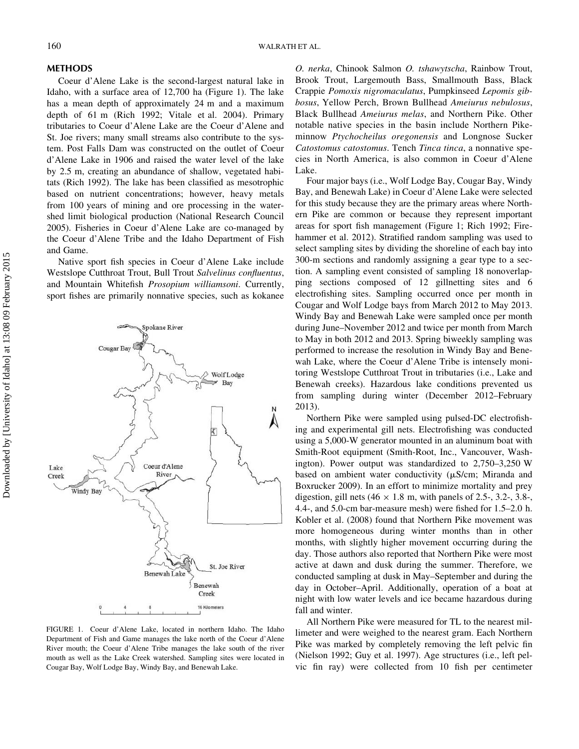## METHODS

Coeur d'Alene Lake is the second-largest natural lake in Idaho, with a surface area of 12,700 ha (Figure 1). The lake has a mean depth of approximately 24 m and a maximum depth of 61 m (Rich 1992; Vitale et al. 2004). Primary tributaries to Coeur d'Alene Lake are the Coeur d'Alene and St. Joe rivers; many small streams also contribute to the system. Post Falls Dam was constructed on the outlet of Coeur d'Alene Lake in 1906 and raised the water level of the lake by 2.5 m, creating an abundance of shallow, vegetated habitats (Rich 1992). The lake has been classified as mesotrophic based on nutrient concentrations; however, heavy metals from 100 years of mining and ore processing in the watershed limit biological production (National Research Council 2005). Fisheries in Coeur d'Alene Lake are co-managed by the Coeur d'Alene Tribe and the Idaho Department of Fish and Game.

Native sport fish species in Coeur d'Alene Lake include Westslope Cutthroat Trout, Bull Trout *Salvelinus confluentus*, and Mountain Whitefish *Prosopium williamsoni*. Currently, sport fishes are primarily nonnative species, such as kokanee *O. nerka*, Chinook Salmon *O. tshawytscha*, Rainbow Trout, Brook Trout, Largemouth Bass, Smallmouth Bass, Black Crappie *Pomoxis nigromaculatus*, Pumpkinseed *Lepomis gibbosus*, Yellow Perch, Brown Bullhead *Ameiurus nebulosus*, Black Bullhead *Ameiurus melas*, and Northern Pike. Other notable native species in the basin include Northern Pikeminnow *Ptychocheilus oregonensis* and Longnose Sucker *Catostomus catostomus*. Tench *Tinca tinca*, a nonnative species in North America, is also common in Coeur d'Alene Lake.

FIGURE 1. Coeur d'Alene Lake, located in northern Idaho. The Idaho Department of Fish and Game manages the lake north of the Coeur d'Alene River mouth; the Coeur d'Alene Tribe manages the lake south of the river mouth as well as the Lake Creek watershed. Sampling sites were located in Cougar Bay, Wolf Lodge Bay, Windy Bay, and Benewah Lake.

Four major bays (i.e., Wolf Lodge Bay, Cougar Bay, Windy Bay, and Benewah Lake) in Coeur d'Alene Lake were selected for this study because they are the primary areas where Northern Pike are common or because they represent important areas for sport fish management (Figure 1; Rich 1992; Firehammer et al. 2012). Stratified random sampling was used to select sampling sites by dividing the shoreline of each bay into 300-m sections and randomly assigning a gear type to a section. A sampling event consisted of sampling 18 nonoverlapping sections composed of 12 gillnetting sites and 6 electrofishing sites. Sampling occurred once per month in Cougar and Wolf Lodge bays from March 2012 to May 2013. Windy Bay and Benewah Lake were sampled once per month during June–November 2012 and twice per month from March to May in both 2012 and 2013. Spring biweekly sampling was performed to increase the resolution in Windy Bay and Benewah Lake, where the Coeur d'Alene Tribe is intensely monitoring Westslope Cutthroat Trout in tributaries (i.e., Lake and Benewah creeks). Hazardous lake conditions prevented us from sampling during winter (December 2012–February 2013).

Northern Pike were sampled using pulsed-DC electrofishing and experimental gill nets. Electrofishing was conducted using a 5,000-W generator mounted in an aluminum boat with Smith-Root equipment (Smith-Root, Inc., Vancouver, Washington). Power output was standardized to 2,750–3,250 W based on ambient water conductivity (μS/cm; Miranda and Boxrucker 2009). In an effort to minimize mortality and prey digestion, gill nets ($46 \times 1.8$ m, with panels of 2.5-, 3.2-, 3.8-, 4.4-, and 5.0-cm bar-measure mesh) were fished for 1.5–2.0 h. Kobler et al. (2008) found that Northern Pike movement was more homogeneous during winter months than in other months, with slightly higher movement occurring during the day. Those authors also reported that Northern Pike were most active at dawn and dusk during the summer. Therefore, we conducted sampling at dusk in May–September and during the day in October–April. Additionally, operation of a boat at night with low water levels and ice became hazardous during fall and winter.

All Northern Pike were measured for TL to the nearest millimeter and were weighed to the nearest gram. Each Northern Pike was marked by completely removing the left pelvic fin (Nielson 1992; Guy et al. 1997). Age structures (i.e., left pelvic fin ray) were collected from 10 fish per centimeter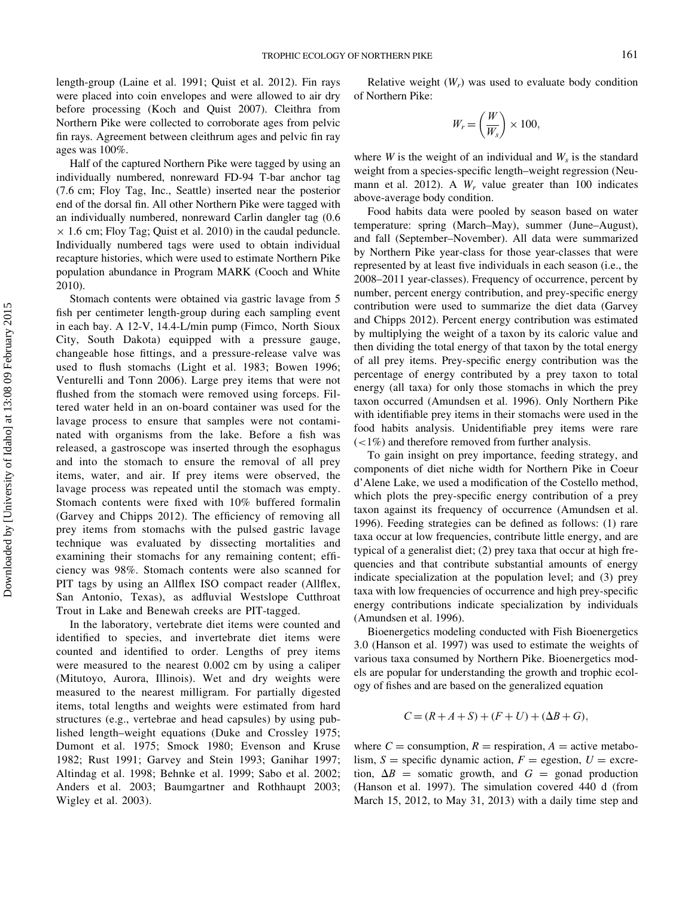length-group (Laine et al. 1991; Quist et al. 2012). Fin rays were placed into coin envelopes and were allowed to air dry before processing (Koch and Quist 2007). Cleithra from Northern Pike were collected to corroborate ages from pelvic fin rays. Agreement between cleithrum ages and pelvic fin ray ages was 100%.

Half of the captured Northern Pike were tagged by using an individually numbered, nonreward FD-94 T-bar anchor tag (7.6 cm; Floy Tag, Inc., Seattle) inserted near the posterior end of the dorsal fin. All other Northern Pike were tagged with an individually numbered, nonreward Carlin dangler tag (0.6 × 1.6 cm; Floy Tag; Quist et al. 2010) in the caudal peduncle. Individually numbered tags were used to obtain individual recapture histories, which were used to estimate Northern Pike population abundance in Program MARK (Cooch and White 2010).

Stomach contents were obtained via gastric lavage from 5 fish per centimeter length-group during each sampling event in each bay. A 12-V, 14.4-L/min pump (Fimco, North Sioux City, South Dakota) equipped with a pressure gauge, changeable hose fittings, and a pressure-release valve was used to flush stomachs (Light et al. 1983; Bowen 1996; Venturelli and Tonn 2006). Large prey items that were not flushed from the stomach were removed using forceps. Filtered water held in an on-board container was used for the lavage process to ensure that samples were not contaminated with organisms from the lake. Before a fish was released, a gastroscope was inserted through the esophagus and into the stomach to ensure the removal of all prey items, water, and air. If prey items were observed, the lavage process was repeated until the stomach was empty. Stomach contents were fixed with 10% buffered formalin (Garvey and Chipps 2012). The efficiency of removing all prey items from stomachs with the pulsed gastric lavage technique was evaluated by dissecting mortalities and examining their stomachs for any remaining content; efficiency was 98%. Stomach contents were also scanned for PIT tags by using an Allflex ISO compact reader (Allflex, San Antonio, Texas), as adfluvial Westslope Cutthroat Trout in Lake and Benewah creeks are PIT-tagged.

In the laboratory, vertebrate diet items were counted and identified to species, and invertebrate diet items were counted and identified to order. Lengths of prey items were measured to the nearest 0.002 cm by using a caliper (Mitutoyo, Aurora, Illinois). Wet and dry weights were measured to the nearest milligram. For partially digested items, total lengths and weights were estimated from hard structures (e.g., vertebrae and head capsules) by using published length–weight equations (Duke and Crossley 1975; Dumont et al. 1975; Smock 1980; Evenson and Kruse 1982; Rust 1991; Garvey and Stein 1993; Ganihar 1997; Altindag et al. 1998; Behnke et al. 1999; Sabo et al. 2002; Anders et al. 2003; Baumgartner and Rothhaupt 2003; Wigley et al. 2003).

Relative weight ($W_r$) was used to evaluate body condition of Northern Pike:

$$W_r = \left(\frac{W}{W_s}\right) \times 100,$$

where $W$ is the weight of an individual and $W_s$ is the standard weight from a species-specific length–weight regression (Neumann et al. 2012). A $W_r$ value greater than 100 indicates above-average body condition.

Food habits data were pooled by season based on water temperature: spring (March–May), summer (June–August), and fall (September–November). All data were summarized by Northern Pike year-class for those year-classes that were represented by at least five individuals in each season (i.e., the 2008–2011 year-classes). Frequency of occurrence, percent by number, percent energy contribution, and prey-specific energy contribution were used to summarize the diet data (Garvey and Chipps 2012). Percent energy contribution was estimated by multiplying the weight of a taxon by its caloric value and then dividing the total energy of that taxon by the total energy of all prey items. Prey-specific energy contribution was the percentage of energy contributed by a prey taxon to total energy (all taxa) for only those stomachs in which the prey taxon occurred (Amundsen et al. 1996). Only Northern Pike with identifiable prey items in their stomachs were used in the food habits analysis. Unidentifiable prey items were rare (<1%) and therefore removed from further analysis.

To gain insight on prey importance, feeding strategy, and components of diet niche width for Northern Pike in Coeur d'Alene Lake, we used a modification of the Costello method, which plots the prey-specific energy contribution of a prey taxon against its frequency of occurrence (Amundsen et al. 1996). Feeding strategies can be defined as follows: (1) rare taxa occur at low frequencies, contribute little energy, and are typical of a generalist diet; (2) prey taxa that occur at high frequencies and that contribute substantial amounts of energy indicate specialization at the population level; and (3) prey taxa with low frequencies of occurrence and high prey-specific energy contributions indicate specialization by individuals (Amundsen et al. 1996).

Bioenergetics modeling conducted with Fish Bioenergetics 3.0 (Hanson et al. 1997) was used to estimate the weights of various taxa consumed by Northern Pike. Bioenergetics models are popular for understanding the growth and trophic ecology of fishes and are based on the generalized equation

$$C = (R + A + S) + (F + U) + (\Delta B + G),$$

where $C$ = consumption, $R$ = respiration, $A$ = active metabolism, $S$ = specific dynamic action, $F$ = egestion, $U$ = excretion, $\Delta B$ = somatic growth, and $G$ = gonad production (Hanson et al. 1997). The simulation covered 440 d (from March 15, 2012, to May 31, 2013) with a daily time step and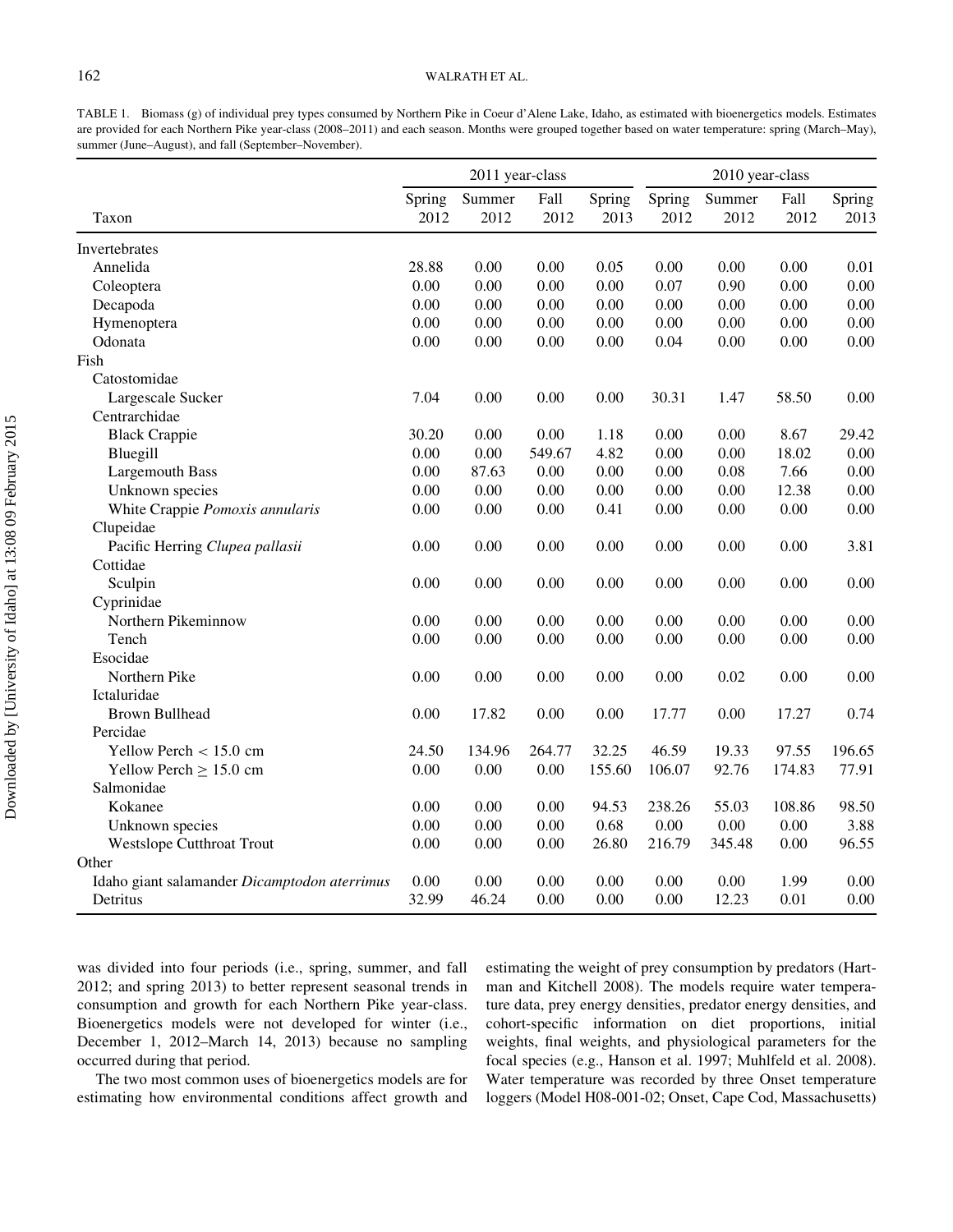TABLE 1. Biomass (g) of individual prey types consumed by Northern Pike in Coeur d'Alene Lake, Idaho, as estimated with bioenergetics models. Estimates are provided for each Northern Pike year-class (2008–2011) and each season. Months were grouped together based on water temperature: spring (March–May), summer (June–August), and fall (September–November).

| Taxon | 2011 year-class | | | | 2010 year-class | | | |
|---|---|---|---|---|---|---|---|---|
| | Spring 2012 | Summer 2012 | Fall 2012 | Spring 2013 | Spring 2012 | Summer 2012 | Fall 2012 | Spring 2013 |
| Invertebrates | | | | | | | | |
| Annelida | 28.88 | 0.00 | 0.00 | 0.05 | 0.00 | 0.00 | 0.00 | 0.01 |
| Coleoptera | 0.00 | 0.00 | 0.00 | 0.00 | 0.07 | 0.90 | 0.00 | 0.00 |
| Decapoda | 0.00 | 0.00 | 0.00 | 0.00 | 0.00 | 0.00 | 0.00 | 0.00 |
| Hymenoptera | 0.00 | 0.00 | 0.00 | 0.00 | 0.00 | 0.00 | 0.00 | 0.00 |
| Odonata | 0.00 | 0.00 | 0.00 | 0.00 | 0.04 | 0.00 | 0.00 | 0.00 |
| Fish | | | | | | | | |
| Catostomidae | | | | | | | | |
| Largescale Sucker | 7.04 | 0.00 | 0.00 | 0.00 | 30.31 | 1.47 | 58.50 | 0.00 |
| Centrarchidae | | | | | | | | |
| Black Crappie | 30.20 | 0.00 | 0.00 | 1.18 | 0.00 | 0.00 | 8.67 | 29.42 |
| Bluegill | 0.00 | 0.00 | 549.67 | 4.82 | 0.00 | 0.00 | 18.02 | 0.00 |
| Largemouth Bass | 0.00 | 87.63 | 0.00 | 0.00 | 0.00 | 0.08 | 7.66 | 0.00 |
| Unknown species | 0.00 | 0.00 | 0.00 | 0.00 | 0.00 | 0.00 | 12.38 | 0.00 |
| White Crappie *Pomoxis annularis* | 0.00 | 0.00 | 0.00 | 0.41 | 0.00 | 0.00 | 0.00 | 0.00 |
| Clupeidae | | | | | | | | |
| Pacific Herring *Clupea pallasii* | 0.00 | 0.00 | 0.00 | 0.00 | 0.00 | 0.00 | 0.00 | 3.81 |
| Cottidae | | | | | | | | |
| Sculpin | 0.00 | 0.00 | 0.00 | 0.00 | 0.00 | 0.00 | 0.00 | 0.00 |
| Cyprinidae | | | | | | | | |
| Northern Pikeminnow | 0.00 | 0.00 | 0.00 | 0.00 | 0.00 | 0.00 | 0.00 | 0.00 |
| Tench | 0.00 | 0.00 | 0.00 | 0.00 | 0.00 | 0.00 | 0.00 | 0.00 |
| Esocidae | | | | | | | | |
| Northern Pike | 0.00 | 0.00 | 0.00 | 0.00 | 0.00 | 0.02 | 0.00 | 0.00 |
| Ictaluridae | | | | | | | | |
| Brown Bullhead | 0.00 | 17.82 | 0.00 | 0.00 | 17.77 | 0.00 | 17.27 | 0.74 |
| Percidae | | | | | | | | |
| Yellow Perch < 15.0 cm | 24.50 | 134.96 | 264.77 | 32.25 | 46.59 | 19.33 | 97.55 | 196.65 |
| Yellow Perch ≥ 15.0 cm | 0.00 | 0.00 | 0.00 | 155.60 | 106.07 | 92.76 | 174.83 | 77.91 |
| Salmonidae | | | | | | | | |
| Kokanee | 0.00 | 0.00 | 0.00 | 94.53 | 238.26 | 55.03 | 108.86 | 98.50 |
| Unknown species | 0.00 | 0.00 | 0.00 | 0.68 | 0.00 | 0.00 | 0.00 | 3.88 |
| Westslope Cutthroat Trout | 0.00 | 0.00 | 0.00 | 26.80 | 216.79 | 345.48 | 0.00 | 96.55 |
| Other | | | | | | | | |
| Idaho giant salamander *Dicamptodon aterrimus* | 0.00 | 0.00 | 0.00 | 0.00 | 0.00 | 0.00 | 1.99 | 0.00 |
| Detritus | 32.99 | 46.24 | 0.00 | 0.00 | 0.00 | 12.23 | 0.01 | 0.00 |

was divided into four periods (i.e., spring, summer, and fall 2012; and spring 2013) to better represent seasonal trends in consumption and growth for each Northern Pike year-class. Bioenergetics models were not developed for winter (i.e., December 1, 2012–March 14, 2013) because no sampling occurred during that period.

The two most common uses of bioenergetics models are for estimating how environmental conditions affect growth and estimating the weight of prey consumption by predators (Hartman and Kitchell 2008). The models require water temperature data, prey energy densities, predator energy densities, and cohort-specific information on diet proportions, initial weights, final weights, and physiological parameters for the focal species (e.g., Hanson et al. 1997; Muhlfeld et al. 2008). Water temperature was recorded by three Onset temperature loggers (Model H08-001-02; Onset, Cape Cod, Massachusetts)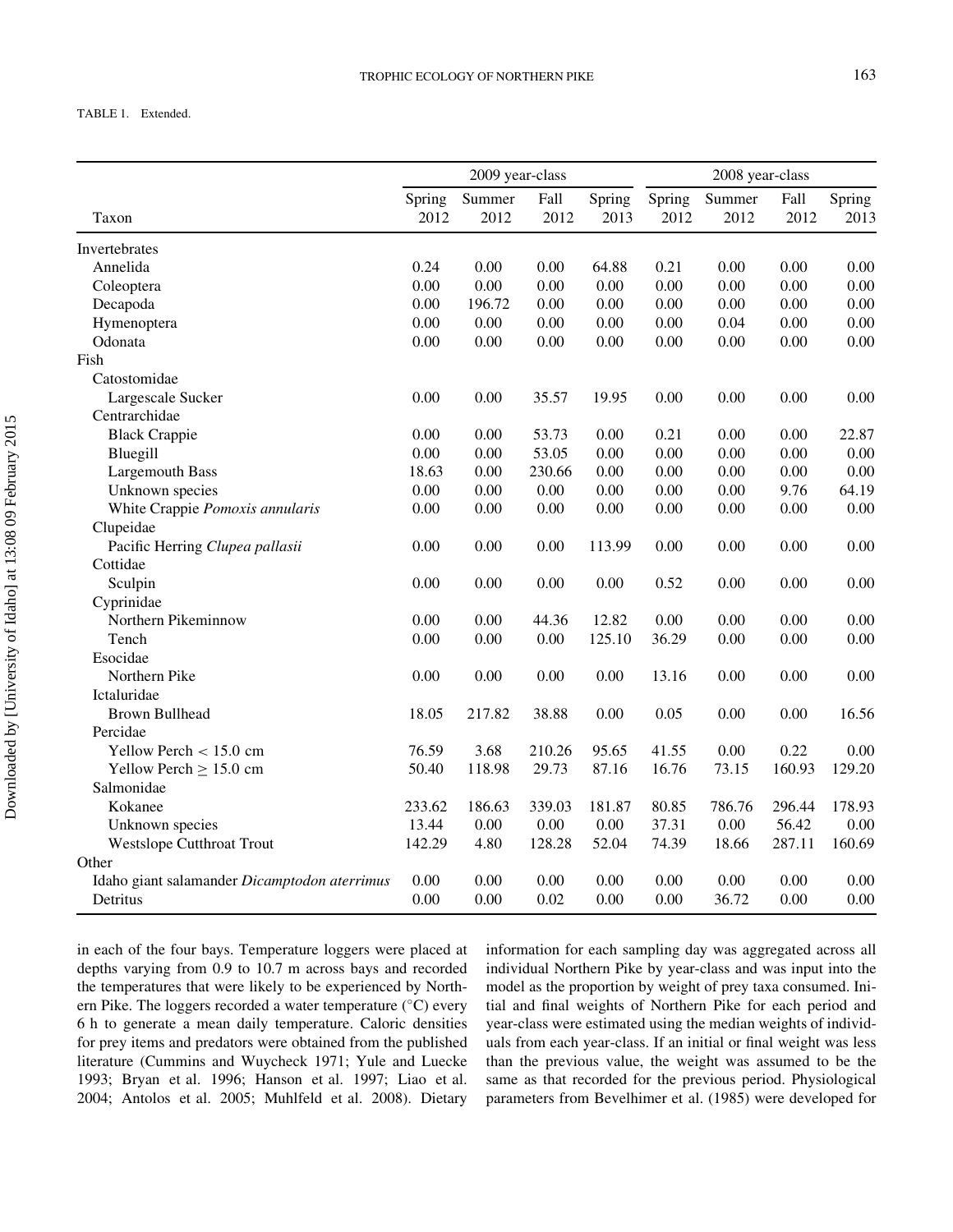TABLE 1. Extended.

| Taxon | 2009 year-class | | | | 2008 year-class | | | |
|---|---|---|---|---|---|---|---|---|
| | Spring 2012 | Summer 2012 | Fall 2012 | Spring 2013 | Spring 2012 | Summer 2012 | Fall 2012 | Spring 2013 |
| Invertebrates | | | | | | | | |
| Annelida | 0.24 | 0.00 | 0.00 | 64.88 | 0.21 | 0.00 | 0.00 | 0.00 |
| Coleoptera | 0.00 | 0.00 | 0.00 | 0.00 | 0.00 | 0.00 | 0.00 | 0.00 |
| Decapoda | 0.00 | 196.72 | 0.00 | 0.00 | 0.00 | 0.00 | 0.00 | 0.00 |
| Hymenoptera | 0.00 | 0.00 | 0.00 | 0.00 | 0.00 | 0.04 | 0.00 | 0.00 |
| Odonata | 0.00 | 0.00 | 0.00 | 0.00 | 0.00 | 0.00 | 0.00 | 0.00 |
| Fish | | | | | | | | |
| Catostomidae | | | | | | | | |
| Largescale Sucker | 0.00 | 0.00 | 35.57 | 19.95 | 0.00 | 0.00 | 0.00 | 0.00 |
| Centrarchidae | | | | | | | | |
| Black Crappie | 0.00 | 0.00 | 53.73 | 0.00 | 0.21 | 0.00 | 0.00 | 22.87 |
| Bluegill | 0.00 | 0.00 | 53.05 | 0.00 | 0.00 | 0.00 | 0.00 | 0.00 |
| Largemouth Bass | 18.63 | 0.00 | 230.66 | 0.00 | 0.00 | 0.00 | 0.00 | 0.00 |
| Unknown species | 0.00 | 0.00 | 0.00 | 0.00 | 0.00 | 0.00 | 9.76 | 64.19 |
| White Crappie *Pomoxis annularis* | 0.00 | 0.00 | 0.00 | 0.00 | 0.00 | 0.00 | 0.00 | 0.00 |
| Clupeidae | | | | | | | | |
| Pacific Herring *Clupea pallasii* | 0.00 | 0.00 | 0.00 | 113.99 | 0.00 | 0.00 | 0.00 | 0.00 |
| Cottidae | | | | | | | | |
| Sculpin | 0.00 | 0.00 | 0.00 | 0.00 | 0.52 | 0.00 | 0.00 | 0.00 |
| Cyprinidae | | | | | | | | |
| Northern Pikeminnow | 0.00 | 0.00 | 44.36 | 12.82 | 0.00 | 0.00 | 0.00 | 0.00 |
| Tench | 0.00 | 0.00 | 0.00 | 125.10 | 36.29 | 0.00 | 0.00 | 0.00 |
| Esocidae | | | | | | | | |
| Northern Pike | 0.00 | 0.00 | 0.00 | 0.00 | 13.16 | 0.00 | 0.00 | 0.00 |
| Ictaluridae | | | | | | | | |
| Brown Bullhead | 18.05 | 217.82 | 38.88 | 0.00 | 0.05 | 0.00 | 0.00 | 16.56 |
| Percidae | | | | | | | | |
| Yellow Perch < 15.0 cm | 76.59 | 3.68 | 210.26 | 95.65 | 41.55 | 0.00 | 0.22 | 0.00 |
| Yellow Perch ≥ 15.0 cm | 50.40 | 118.98 | 29.73 | 87.16 | 16.76 | 73.15 | 160.93 | 129.20 |
| Salmonidae | | | | | | | | |
| Kokanee | 233.62 | 186.63 | 339.03 | 181.87 | 80.85 | 786.76 | 296.44 | 178.93 |
| Unknown species | 13.44 | 0.00 | 0.00 | 0.00 | 37.31 | 0.00 | 56.42 | 0.00 |
| Westslope Cutthroat Trout | 142.29 | 4.80 | 128.28 | 52.04 | 74.39 | 18.66 | 287.11 | 160.69 |
| Other | | | | | | | | |
| Idaho giant salamander *Dicamptodon aterrimus* | 0.00 | 0.00 | 0.00 | 0.00 | 0.00 | 0.00 | 0.00 | 0.00 |
| Detritus | 0.00 | 0.00 | 0.02 | 0.00 | 0.00 | 36.72 | 0.00 | 0.00 |

in each of the four bays. Temperature loggers were placed at depths varying from 0.9 to 10.7 m across bays and recorded the temperatures that were likely to be experienced by Northern Pike. The loggers recorded a water temperature (°C) every 6 h to generate a mean daily temperature. Caloric densities for prey items and predators were obtained from the published literature (Cummins and Wuycheck 1971; Yule and Luecke 1993; Bryan et al. 1996; Hanson et al. 1997; Liao et al. 2004; Antolos et al. 2005; Muhlfeld et al. 2008). Dietary information for each sampling day was aggregated across all individual Northern Pike by year-class and was input into the model as the proportion by weight of prey taxa consumed. Initial and final weights of Northern Pike for each period and year-class were estimated using the median weights of individuals from each year-class. If an initial or final weight was less than the previous value, the weight was assumed to be the same as that recorded for the previous period. Physiological parameters from Bevelhimer et al. (1985) were developed for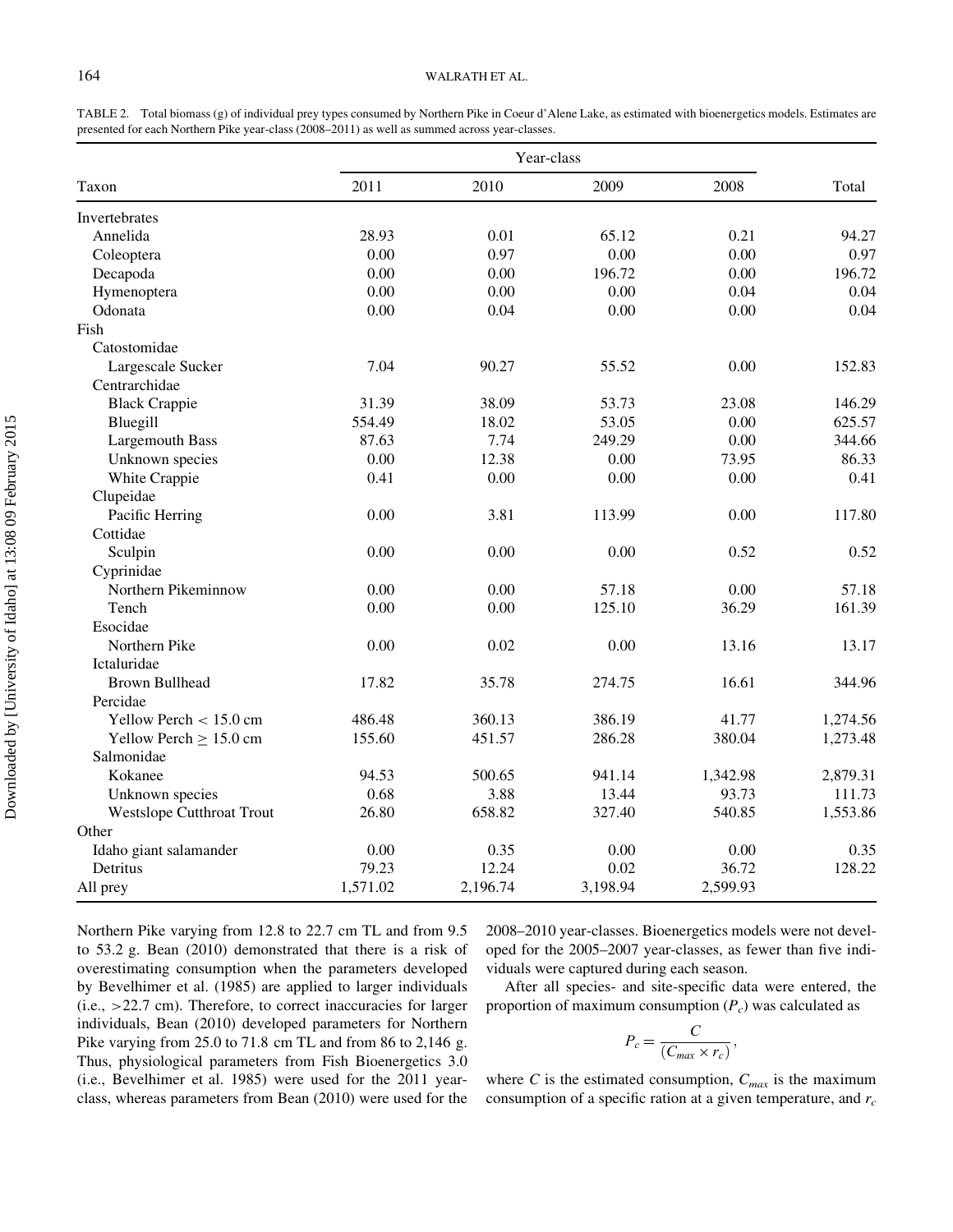TABLE 2. Total biomass (g) of individual prey types consumed by Northern Pike in Coeur d'Alene Lake, as estimated with bioenergetics models. Estimates are presented for each Northern Pike year-class (2008–2011) as well as summed across year-classes.

| Taxon | Year-class | | | | Total |
|---|---|---|---|---|---|
| | 2011 | 2010 | 2009 | 2008 | |
| Invertebrates | | | | | |
| Annelida | 28.93 | 0.01 | 65.12 | 0.21 | 94.27 |
| Coleoptera | 0.00 | 0.97 | 0.00 | 0.00 | 0.97 |
| Decapoda | 0.00 | 0.00 | 196.72 | 0.00 | 196.72 |
| Hymenoptera | 0.00 | 0.00 | 0.00 | 0.04 | 0.04 |
| Odonata | 0.00 | 0.04 | 0.00 | 0.00 | 0.04 |
| Fish | | | | | |
| Catostomidae | | | | | |
| Largescale Sucker | 7.04 | 90.27 | 55.52 | 0.00 | 152.83 |
| Centrarchidae | | | | | |
| Black Crappie | 31.39 | 38.09 | 53.73 | 23.08 | 146.29 |
| Bluegill | 554.49 | 18.02 | 53.05 | 0.00 | 625.57 |
| Largemouth Bass | 87.63 | 7.74 | 249.29 | 0.00 | 344.66 |
| Unknown species | 0.00 | 12.38 | 0.00 | 73.95 | 86.33 |
| White Crappie | 0.41 | 0.00 | 0.00 | 0.00 | 0.41 |
| Clupeidae | | | | | |
| Pacific Herring | 0.00 | 3.81 | 113.99 | 0.00 | 117.80 |
| Cottidae | | | | | |
| Sculpin | 0.00 | 0.00 | 0.00 | 0.52 | 0.52 |
| Cyprinidae | | | | | |
| Northern Pikeminnow | 0.00 | 0.00 | 57.18 | 0.00 | 57.18 |
| Tench | 0.00 | 0.00 | 125.10 | 36.29 | 161.39 |
| Esocidae | | | | | |
| Northern Pike | 0.00 | 0.02 | 0.00 | 13.16 | 13.17 |
| Ictaluridae | | | | | |
| Brown Bullhead | 17.82 | 35.78 | 274.75 | 16.61 | 344.96 |
| Percidae | | | | | |
| Yellow Perch < 15.0 cm | 486.48 | 360.13 | 386.19 | 41.77 | 1,274.56 |
| Yellow Perch ≥ 15.0 cm | 155.60 | 451.57 | 286.28 | 380.04 | 1,273.48 |
| Salmonidae | | | | | |
| Kokanee | 94.53 | 500.65 | 941.14 | 1,342.98 | 2,879.31 |
| Unknown species | 0.68 | 3.88 | 13.44 | 93.73 | 111.73 |
| Westslope Cutthroat Trout | 26.80 | 658.82 | 327.40 | 540.85 | 1,553.86 |
| Other | | | | | |
| Idaho giant salamander | 0.00 | 0.35 | 0.00 | 0.00 | 0.35 |
| Detritus | 79.23 | 12.24 | 0.02 | 36.72 | 128.22 |
| All prey | 1,571.02 | 2,196.74 | 3,198.94 | 2,599.93 | |

Northern Pike varying from 12.8 to 22.7 cm TL and from 9.5 to 53.2 g. Bean (2010) demonstrated that there is a risk of overestimating consumption when the parameters developed by Bevelhimer et al. (1985) are applied to larger individuals (i.e., >22.7 cm). Therefore, to correct inaccuracies for larger individuals, Bean (2010) developed parameters for Northern Pike varying from 25.0 to 71.8 cm TL and from 86 to 2,146 g. Thus, physiological parameters from Fish Bioenergetics 3.0 (i.e., Bevelhimer et al. 1985) were used for the 2011 year-class, whereas parameters from Bean (2010) were used for the 2008–2010 year-classes. Bioenergetics models were not developed for the 2005–2007 year-classes, as fewer than five individuals were captured during each season.

After all species- and site-specific data were entered, the proportion of maximum consumption ($P_c$) was calculated as

$$P_c = \frac{C}{(C_{max} \times r_c)},$$

where $C$ is the estimated consumption, $C_{max}$ is the maximum consumption of a specific ration at a given temperature, and $r_c$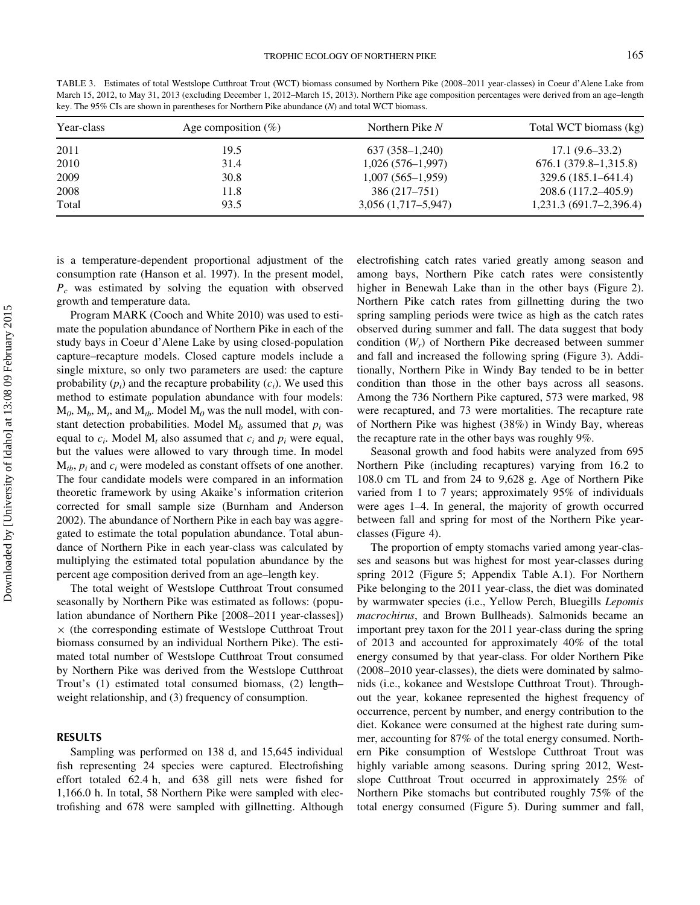TABLE 3. Estimates of total Westslope Cutthroat Trout (WCT) biomass consumed by Northern Pike (2008–2011 year-classes) in Coeur d'Alene Lake from March 15, 2012, to May 31, 2013 (excluding December 1, 2012–March 15, 2013). Northern Pike age composition percentages were derived from an age–length key. The 95% CIs are shown in parentheses for Northern Pike abundance (*N*) and total WCT biomass.

| Year-class | Age composition (%) | Northern Pike *N* | Total WCT biomass (kg) |
|---|---|---|---|
| 2011 | 19.5 | 637 (358–1,240) | 17.1 (9.6–33.2) |
| 2010 | 31.4 | 1,026 (576–1,997) | 676.1 (379.8–1,315.8) |
| 2009 | 30.8 | 1,007 (565–1,959) | 329.6 (185.1–641.4) |
| 2008 | 11.8 | 386 (217–751) | 208.6 (117.2–405.9) |
| Total | 93.5 | 3,056 (1,717–5,947) | 1,231.3 (691.7–2,396.4) |

is a temperature-dependent proportional adjustment of the consumption rate (Hanson et al. 1997). In the present model, $P_c$ was estimated by solving the equation with observed growth and temperature data.

Program MARK (Cooch and White 2010) was used to estimate the population abundance of Northern Pike in each of the study bays in Coeur d'Alene Lake by using closed-population capture–recapture models. Closed capture models include a single mixture, so only two parameters are used: the capture probability ($p_i$) and the recapture probability ($c_i$). We used this method to estimate population abundance with four models: $M_0$, $M_b$, $M_t$, and $M_{tb}$. Model $M_0$ was the null model, with constant detection probabilities. Model $M_b$ assumed that $p_i$ was equal to $c_i$. Model $M_t$ also assumed that $c_i$ and $p_i$ were equal, but the values were allowed to vary through time. In model $M_{tb}$, $p_i$ and $c_i$ were modeled as constant offsets of one another. The four candidate models were compared in an information theoretic framework by using Akaike's information criterion corrected for small sample size (Burnham and Anderson 2002). The abundance of Northern Pike in each bay was aggregated to estimate the total population abundance. Total abundance of Northern Pike in each year-class was calculated by multiplying the estimated total population abundance by the percent age composition derived from an age–length key.

The total weight of Westslope Cutthroat Trout consumed seasonally by Northern Pike was estimated as follows: (population abundance of Northern Pike [2008–2011 year-classes]) $\times$ (the corresponding estimate of Westslope Cutthroat Trout biomass consumed by an individual Northern Pike). The estimated total number of Westslope Cutthroat Trout consumed by Northern Pike was derived from the Westslope Cutthroat Trout's (1) estimated total consumed biomass, (2) length–weight relationship, and (3) frequency of consumption.

## RESULTS

Sampling was performed on 138 d, and 15,645 individual fish representing 24 species were captured. Electrofishing effort totaled 62.4 h, and 638 gill nets were fished for 1,166.0 h. In total, 58 Northern Pike were sampled with electrofishing and 678 were sampled with gillnetting. Although electrofishing catch rates varied greatly among season and among bays, Northern Pike catch rates were consistently higher in Benewah Lake than in the other bays (Figure 2). Northern Pike catch rates from gillnetting during the two spring sampling periods were twice as high as the catch rates observed during summer and fall. The data suggest that body condition ($W_r$) of Northern Pike decreased between summer and fall and increased the following spring (Figure 3). Additionally, Northern Pike in Windy Bay tended to be in better condition than those in the other bays across all seasons. Among the 736 Northern Pike captured, 573 were marked, 98 were recaptured, and 73 were mortalities. The recapture rate of Northern Pike was highest (38%) in Windy Bay, whereas the recapture rate in the other bays was roughly 9%.

Seasonal growth and food habits were analyzed from 695 Northern Pike (including recaptures) varying from 16.2 to 108.0 cm TL and from 24 to 9,628 g. Age of Northern Pike varied from 1 to 7 years; approximately 95% of individuals were ages 1–4. In general, the majority of growth occurred between fall and spring for most of the Northern Pike year-classes (Figure 4).

The proportion of empty stomachs varied among year-classes and seasons but was highest for most year-classes during spring 2012 (Figure 5; Appendix Table A.1). For Northern Pike belonging to the 2011 year-class, the diet was dominated by warmwater species (i.e., Yellow Perch, Bluegills *Lepomis macrochirus*, and Brown Bullheads). Salmonids became an important prey taxon for the 2011 year-class during the spring of 2013 and accounted for approximately 40% of the total energy consumed by that year-class. For older Northern Pike (2008–2010 year-classes), the diets were dominated by salmonids (i.e., kokanee and Westslope Cutthroat Trout). Throughout the year, kokanee represented the highest frequency of occurrence, percent by number, and energy contribution to the diet. Kokanee were consumed at the highest rate during summer, accounting for 87% of the total energy consumed. Northern Pike consumption of Westslope Cutthroat Trout was highly variable among seasons. During spring 2012, Westslope Cutthroat Trout occurred in approximately 25% of Northern Pike stomachs but contributed roughly 75% of the total energy consumed (Figure 5). During summer and fall,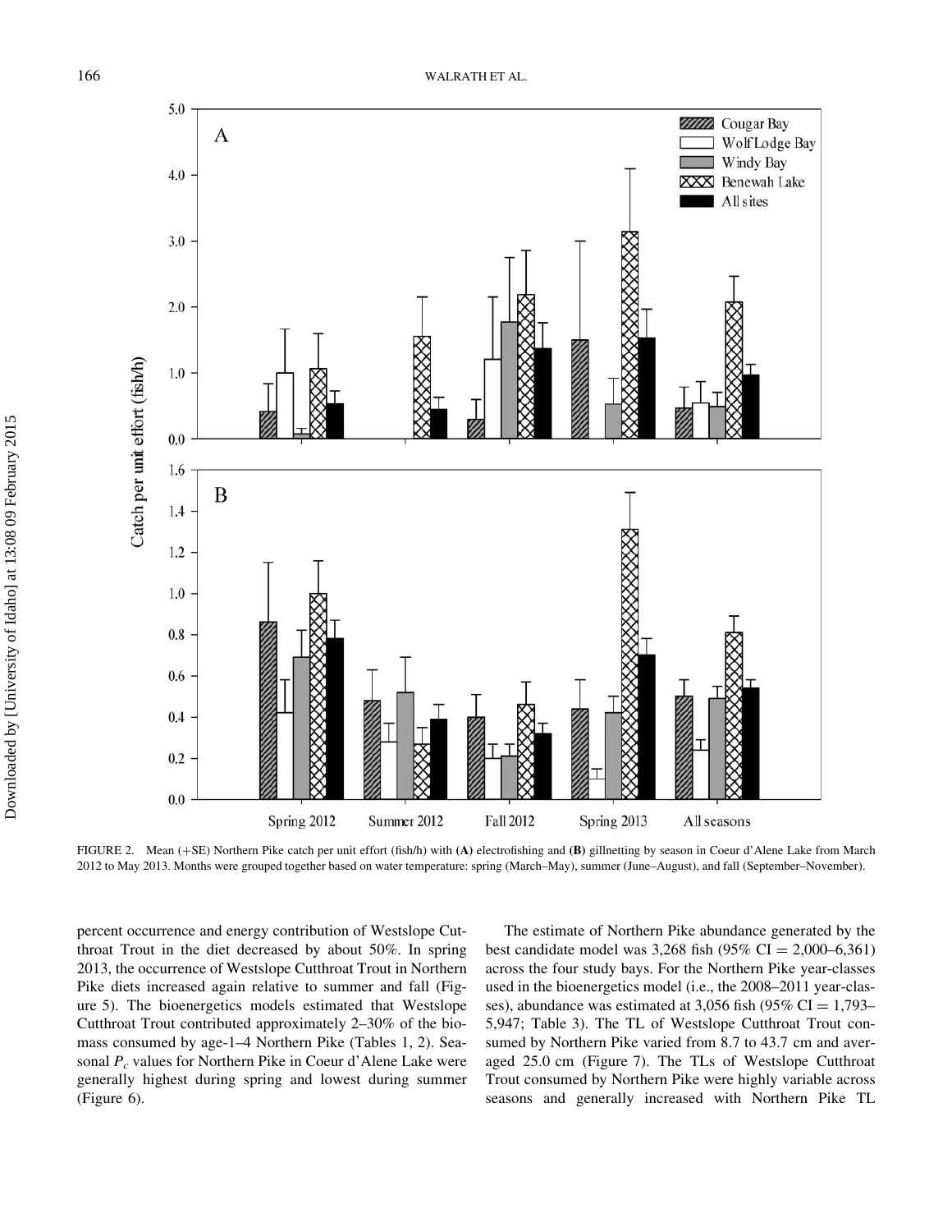FIGURE 2. Mean (+SE) Northern Pike catch per unit effort (fish/h) with **(A)** electrofishing and **(B)** gillnetting by season in Coeur d'Alene Lake from March 2012 to May 2013. Months were grouped together based on water temperature: spring (March–May), summer (June–August), and fall (September–November).

percent occurrence and energy contribution of Westslope Cutthroat Trout in the diet decreased by about 50%. In spring 2013, the occurrence of Westslope Cutthroat Trout in Northern Pike diets increased again relative to summer and fall (Figure 5). The bioenergetics models estimated that Westslope Cutthroat Trout contributed approximately 2–30% of the biomass consumed by age-1–4 Northern Pike (Tables 1, 2). Seasonal $P_c$ values for Northern Pike in Coeur d'Alene Lake were generally highest during spring and lowest during summer (Figure 6).

The estimate of Northern Pike abundance generated by the best candidate model was 3,268 fish (95% CI = 2,000–6,361) across the four study bays. For the Northern Pike year-classes used in the bioenergetics model (i.e., the 2008–2011 year-classes), abundance was estimated at 3,056 fish (95% CI = 1,793–5,947; Table 3). The TL of Westslope Cutthroat Trout consumed by Northern Pike varied from 8.7 to 43.7 cm and averaged 25.0 cm (Figure 7). The TLs of Westslope Cutthroat Trout consumed by Northern Pike were highly variable across seasons and generally increased with Northern Pike TL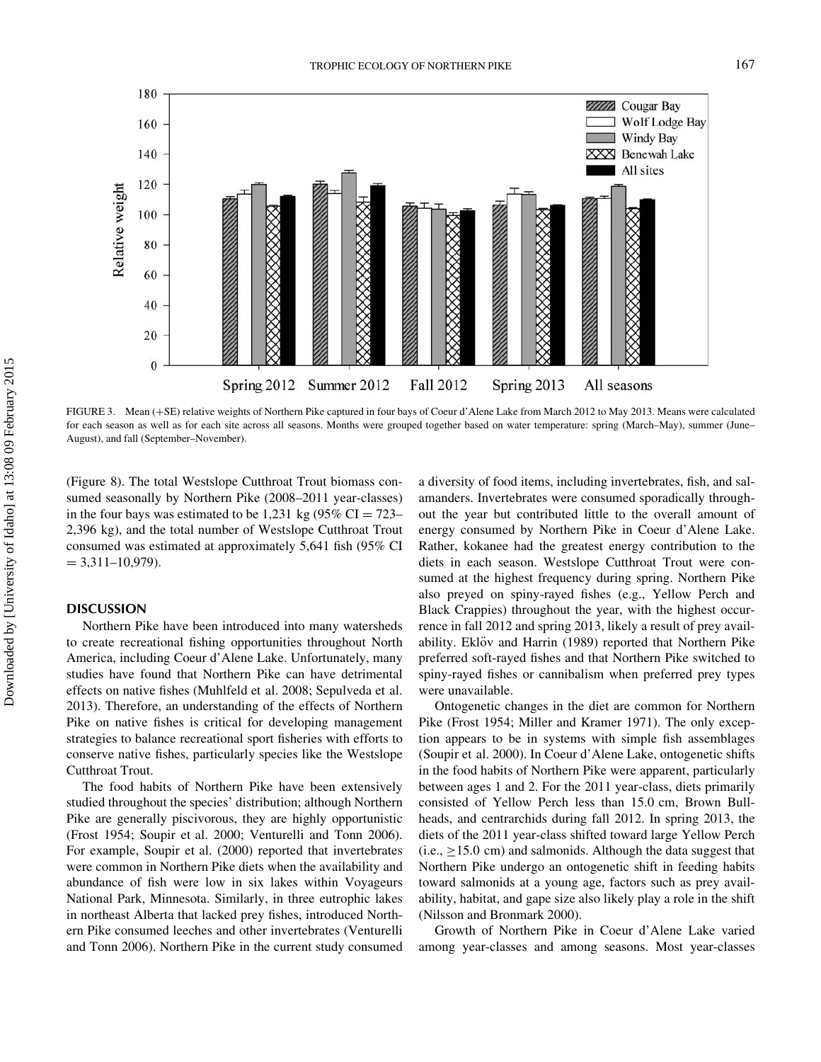FIGURE 3. Mean (+SE) relative weights of Northern Pike captured in four bays of Coeur d'Alene Lake from March 2012 to May 2013. Means were calculated for each season as well as for each site across all seasons. Months were grouped together based on water temperature: spring (March–May), summer (June–August), and fall (September–November).

(Figure 8). The total Westslope Cutthroat Trout biomass consumed seasonally by Northern Pike (2008–2011 year-classes) in the four bays was estimated to be 1,231 kg (95% CI = 723–2,396 kg), and the total number of Westslope Cutthroat Trout consumed was estimated at approximately 5,641 fish (95% CI = 3,311–10,979).

## DISCUSSION

Northern Pike have been introduced into many watersheds to create recreational fishing opportunities throughout North America, including Coeur d'Alene Lake. Unfortunately, many studies have found that Northern Pike can have detrimental effects on native fishes (Muhlfeld et al. 2008; Sepulveda et al. 2013). Therefore, an understanding of the effects of Northern Pike on native fishes is critical for developing management strategies to balance recreational sport fisheries with efforts to conserve native fishes, particularly species like the Westslope Cutthroat Trout.

The food habits of Northern Pike have been extensively studied throughout the species' distribution; although Northern Pike are generally piscivorous, they are highly opportunistic (Frost 1954; Soupir et al. 2000; Venturelli and Tonn 2006). For example, Soupir et al. (2000) reported that invertebrates were common in Northern Pike diets when the availability and abundance of fish were low in six lakes within Voyageurs National Park, Minnesota. Similarly, in three eutrophic lakes in northeast Alberta that lacked prey fishes, introduced Northern Pike consumed leeches and other invertebrates (Venturelli and Tonn 2006). Northern Pike in the current study consumed a diversity of food items, including invertebrates, fish, and salamanders. Invertebrates were consumed sporadically throughout the year but contributed little to the overall amount of energy consumed by Northern Pike in Coeur d'Alene Lake. Rather, kokanee had the greatest energy contribution to the diets in each season. Westslope Cutthroat Trout were consumed at the highest frequency during spring. Northern Pike also preyed on spiny-rayed fishes (e.g., Yellow Perch and Black Crappies) throughout the year, with the highest occurrence in fall 2012 and spring 2013, likely a result of prey availability. Eklöv and Harrin (1989) reported that Northern Pike preferred soft-rayed fishes and that Northern Pike switched to spiny-rayed fishes or cannibalism when preferred prey types were unavailable.

Ontogenetic changes in the diet are common for Northern Pike (Frost 1954; Miller and Kramer 1971). The only exception appears to be in systems with simple fish assemblages (Soupir et al. 2000). In Coeur d'Alene Lake, ontogenetic shifts in the food habits of Northern Pike were apparent, particularly between ages 1 and 2. For the 2011 year-class, diets primarily consisted of Yellow Perch less than 15.0 cm, Brown Bullheads, and centrarchids during fall 2012. In spring 2013, the diets of the 2011 year-class shifted toward large Yellow Perch (i.e., ≥15.0 cm) and salmonids. Although the data suggest that Northern Pike undergo an ontogenetic shift in feeding habits toward salmonids at a young age, factors such as prey availability, habitat, and gape size also likely play a role in the shift (Nilsson and Bronmark 2000).

Growth of Northern Pike in Coeur d'Alene Lake varied among year-classes and among seasons. Most year-classes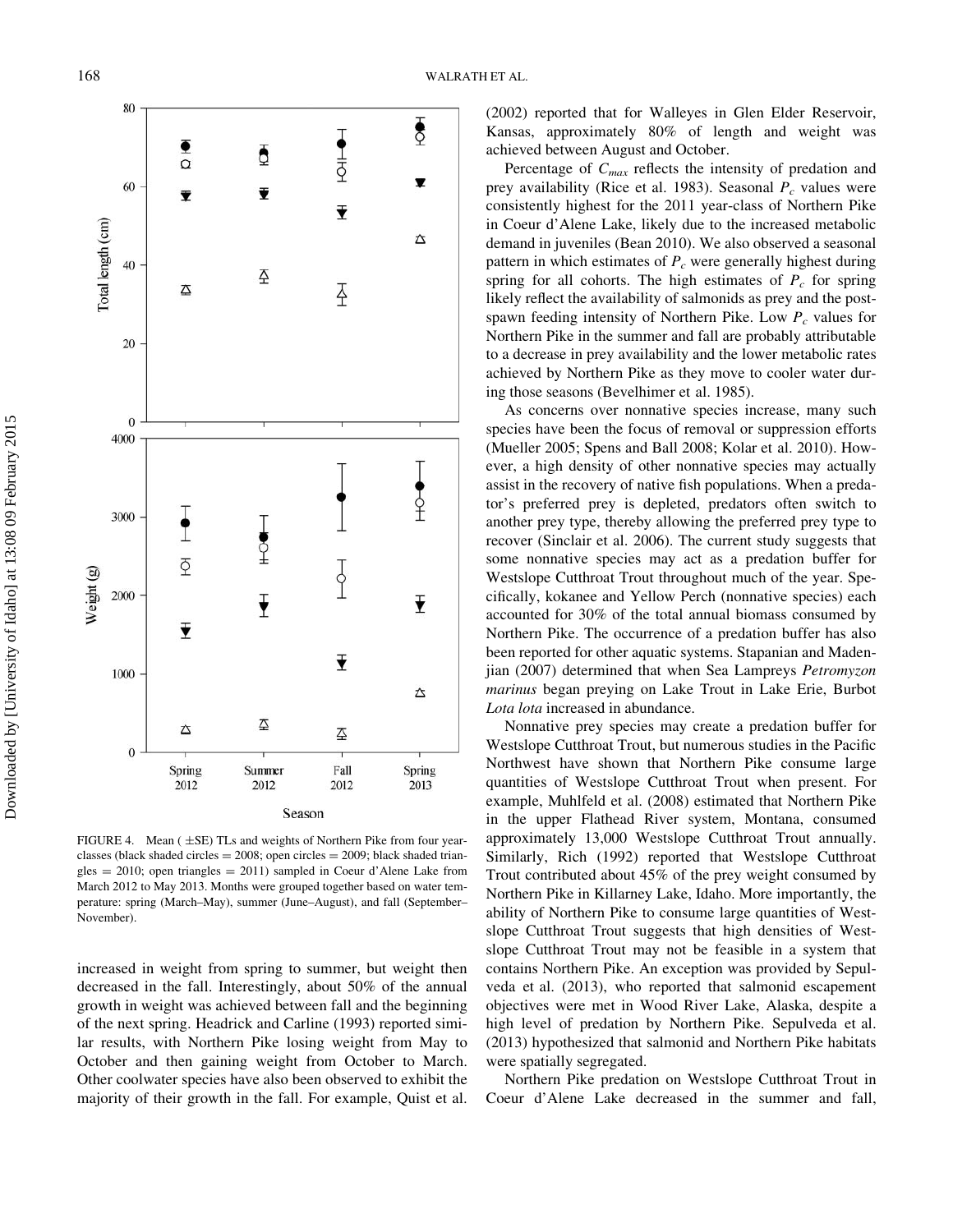FIGURE 4. Mean (±SE) TLs and weights of Northern Pike from four year-classes (black shaded circles = 2008; open circles = 2009; black shaded triangles = 2010; open triangles = 2011) sampled in Coeur d'Alene Lake from March 2012 to May 2013. Months were grouped together based on water temperature: spring (March–May), summer (June–August), and fall (September–November).

increased in weight from spring to summer, but weight then decreased in the fall. Interestingly, about 50% of the annual growth in weight was achieved between fall and the beginning of the next spring. Headrick and Carline (1993) reported similar results, with Northern Pike losing weight from May to October and then gaining weight from October to March. Other coolwater species have also been observed to exhibit the majority of their growth in the fall. For example, Quist et al. (2002) reported that for Walleyes in Glen Elder Reservoir, Kansas, approximately 80% of length and weight was achieved between August and October.

Percentage of $C_{max}$ reflects the intensity of predation and prey availability (Rice et al. 1983). Seasonal $P_c$ values were consistently highest for the 2011 year-class of Northern Pike in Coeur d'Alene Lake, likely due to the increased metabolic demand in juveniles (Bean 2010). We also observed a seasonal pattern in which estimates of $P_c$ were generally highest during spring for all cohorts. The high estimates of $P_c$ for spring likely reflect the availability of salmonids as prey and the post-spawn feeding intensity of Northern Pike. Low $P_c$ values for Northern Pike in the summer and fall are probably attributable to a decrease in prey availability and the lower metabolic rates achieved by Northern Pike as they move to cooler water during those seasons (Bevelhimer et al. 1985).

As concerns over nonnative species increase, many such species have been the focus of removal or suppression efforts (Mueller 2005; Spens and Ball 2008; Kolar et al. 2010). However, a high density of other nonnative species may actually assist in the recovery of native fish populations. When a predator's preferred prey is depleted, predators often switch to another prey type, thereby allowing the preferred prey type to recover (Sinclair et al. 2006). The current study suggests that some nonnative species may act as a predation buffer for Westslope Cutthroat Trout throughout much of the year. Specifically, kokanee and Yellow Perch (nonnative species) each accounted for 30% of the total annual biomass consumed by Northern Pike. The occurrence of a predation buffer has also been reported for other aquatic systems. Stapanian and Madenjian (2007) determined that when Sea Lampreys *Petromyzon marinus* began preying on Lake Trout in Lake Erie, Burbot *Lota lota* increased in abundance.

Nonnative prey species may create a predation buffer for Westslope Cutthroat Trout, but numerous studies in the Pacific Northwest have shown that Northern Pike consume large quantities of Westslope Cutthroat Trout when present. For example, Muhlfeld et al. (2008) estimated that Northern Pike in the upper Flathead River system, Montana, consumed approximately 13,000 Westslope Cutthroat Trout annually. Similarly, Rich (1992) reported that Westslope Cutthroat Trout contributed about 45% of the prey weight consumed by Northern Pike in Killarney Lake, Idaho. More importantly, the ability of Northern Pike to consume large quantities of Westslope Cutthroat Trout suggests that high densities of Westslope Cutthroat Trout may not be feasible in a system that contains Northern Pike. An exception was provided by Sepulveda et al. (2013), who reported that salmonid escapement objectives were met in Wood River Lake, Alaska, despite a high level of predation by Northern Pike. Sepulveda et al. (2013) hypothesized that salmonid and Northern Pike habitats were spatially segregated.

Northern Pike predation on Westslope Cutthroat Trout in Coeur d'Alene Lake decreased in the summer and fall,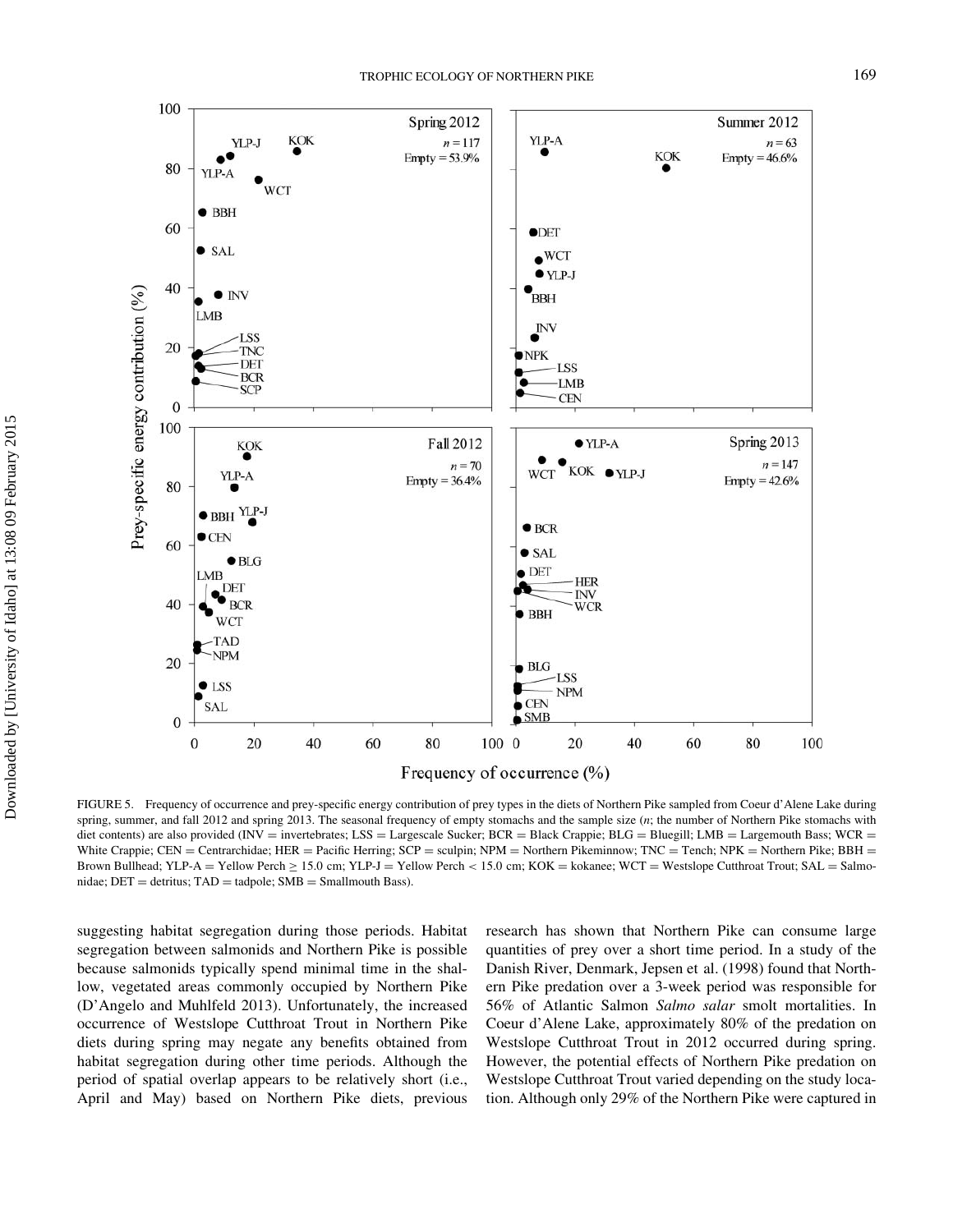FIGURE 5. Frequency of occurrence and prey-specific energy contribution of prey types in the diets of Northern Pike sampled from Coeur d'Alene Lake during spring, summer, and fall 2012 and spring 2013. The seasonal frequency of empty stomachs and the sample size ($n$; the number of Northern Pike stomachs with diet contents) are also provided (INV = invertebrates; LSS = Largescale Sucker; BCR = Black Crappie; BLG = Bluegill; LMB = Largemouth Bass; WCR = White Crappie; CEN = Centrarchidae; HER = Pacific Herring; SCP = sculpin; NPM = Northern Pikeminnow; TNC = Tench; NPK = Northern Pike; BBH = Brown Bullhead; YLP-A = Yellow Perch ≥ 15.0 cm; YLP-J = Yellow Perch < 15.0 cm; KOK = kokanee; WCT = Westslope Cutthroat Trout; SAL = Salmonidae; DET = detritus; TAD = tadpole; SMB = Smallmouth Bass).

suggesting habitat segregation during those periods. Habitat segregation between salmonids and Northern Pike is possible because salmonids typically spend minimal time in the shallow, vegetated areas commonly occupied by Northern Pike (D'Angelo and Muhlfeld 2013). Unfortunately, the increased occurrence of Westslope Cutthroat Trout in Northern Pike diets during spring may negate any benefits obtained from habitat segregation during other time periods. Although the period of spatial overlap appears to be relatively short (i.e., April and May) based on Northern Pike diets, previous research has shown that Northern Pike can consume large quantities of prey over a short time period. In a study of the Danish River, Denmark, Jepsen et al. (1998) found that Northern Pike predation over a 3-week period was responsible for 56% of Atlantic Salmon *Salmo salar* smolt mortalities. In Coeur d'Alene Lake, approximately 80% of the predation on Westslope Cutthroat Trout in 2012 occurred during spring. However, the potential effects of Northern Pike predation on Westslope Cutthroat Trout varied depending on the study location. Although only 29% of the Northern Pike were captured in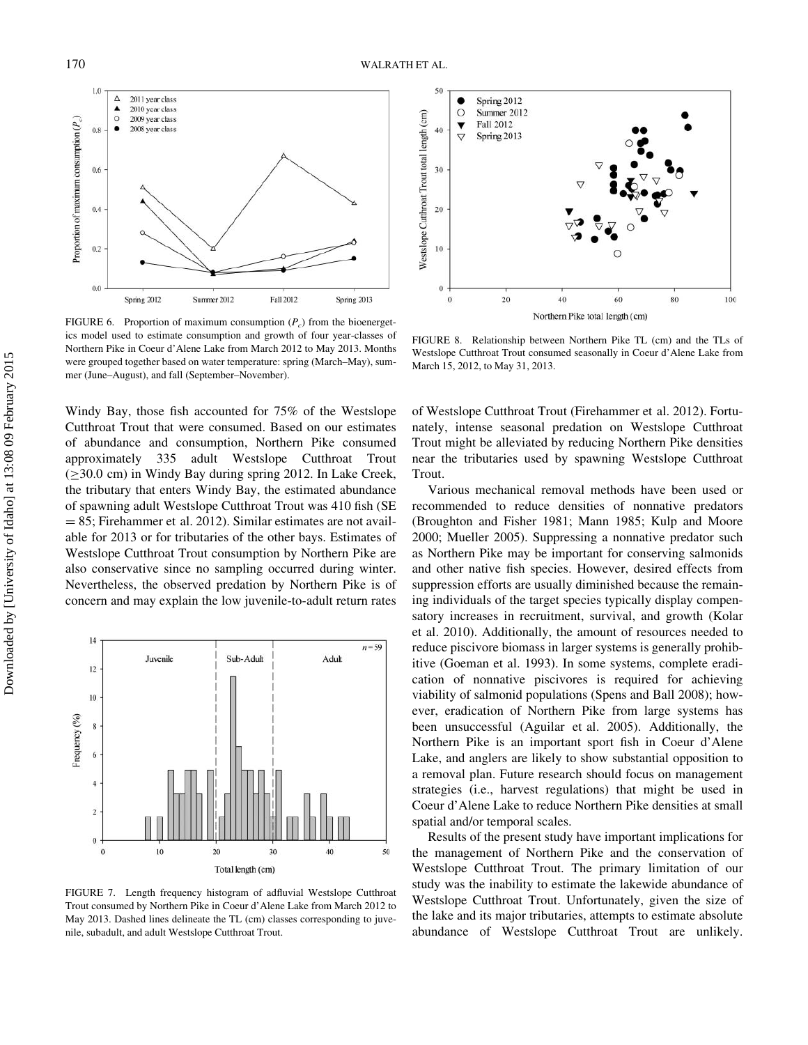FIGURE 6. Proportion of maximum consumption ($P_c$) from the bioenergetics model used to estimate consumption and growth of four year-classes of Northern Pike in Coeur d'Alene Lake from March 2012 to May 2013. Months were grouped together based on water temperature: spring (March–May), summer (June–August), and fall (September–November).

FIGURE 8. Relationship between Northern Pike TL (cm) and the TLs of Westslope Cutthroat Trout consumed seasonally in Coeur d'Alene Lake from March 15, 2012, to May 31, 2013.

Windy Bay, those fish accounted for 75% of the Westslope Cutthroat Trout that were consumed. Based on our estimates of abundance and consumption, Northern Pike consumed approximately 335 adult Westslope Cutthroat Trout (≥30.0 cm) in Windy Bay during spring 2012. In Lake Creek, the tributary that enters Windy Bay, the estimated abundance of spawning adult Westslope Cutthroat Trout was 410 fish (SE = 85; Firehammer et al. 2012). Similar estimates are not available for 2013 or for tributaries of the other bays. Estimates of Westslope Cutthroat Trout consumption by Northern Pike are also conservative since no sampling occurred during winter. Nevertheless, the observed predation by Northern Pike is of concern and may explain the low juvenile-to-adult return rates of Westslope Cutthroat Trout (Firehammer et al. 2012). Fortunately, intense seasonal predation on Westslope Cutthroat Trout might be alleviated by reducing Northern Pike densities near the tributaries used by spawning Westslope Cutthroat Trout.

FIGURE 7. Length frequency histogram of adfluvial Westslope Cutthroat Trout consumed by Northern Pike in Coeur d'Alene Lake from March 2012 to May 2013. Dashed lines delineate the TL (cm) classes corresponding to juvenile, subadult, and adult Westslope Cutthroat Trout.

Various mechanical removal methods have been used or recommended to reduce densities of nonnative predators (Broughton and Fisher 1981; Mann 1985; Kulp and Moore 2000; Mueller 2005). Suppressing a nonnative predator such as Northern Pike may be important for conserving salmonids and other native fish species. However, desired effects from suppression efforts are usually diminished because the remaining individuals of the target species typically display compensatory increases in recruitment, survival, and growth (Kolar et al. 2010). Additionally, the amount of resources needed to reduce piscivore biomass in larger systems is generally prohibitive (Goeman et al. 1993). In some systems, complete eradication of nonnative piscivores is required for achieving viability of salmonid populations (Spens and Ball 2008); however, eradication of Northern Pike from large systems has been unsuccessful (Aguilar et al. 2005). Additionally, the Northern Pike is an important sport fish in Coeur d'Alene Lake, and anglers are likely to show substantial opposition to a removal plan. Future research should focus on management strategies (i.e., harvest regulations) that might be used in Coeur d'Alene Lake to reduce Northern Pike densities at small spatial and/or temporal scales.

Results of the present study have important implications for the management of Northern Pike and the conservation of Westslope Cutthroat Trout. The primary limitation of our study was the inability to estimate the lakewide abundance of Westslope Cutthroat Trout. Unfortunately, given the size of the lake and its major tributaries, attempts to estimate absolute abundance of Westslope Cutthroat Trout are unlikely.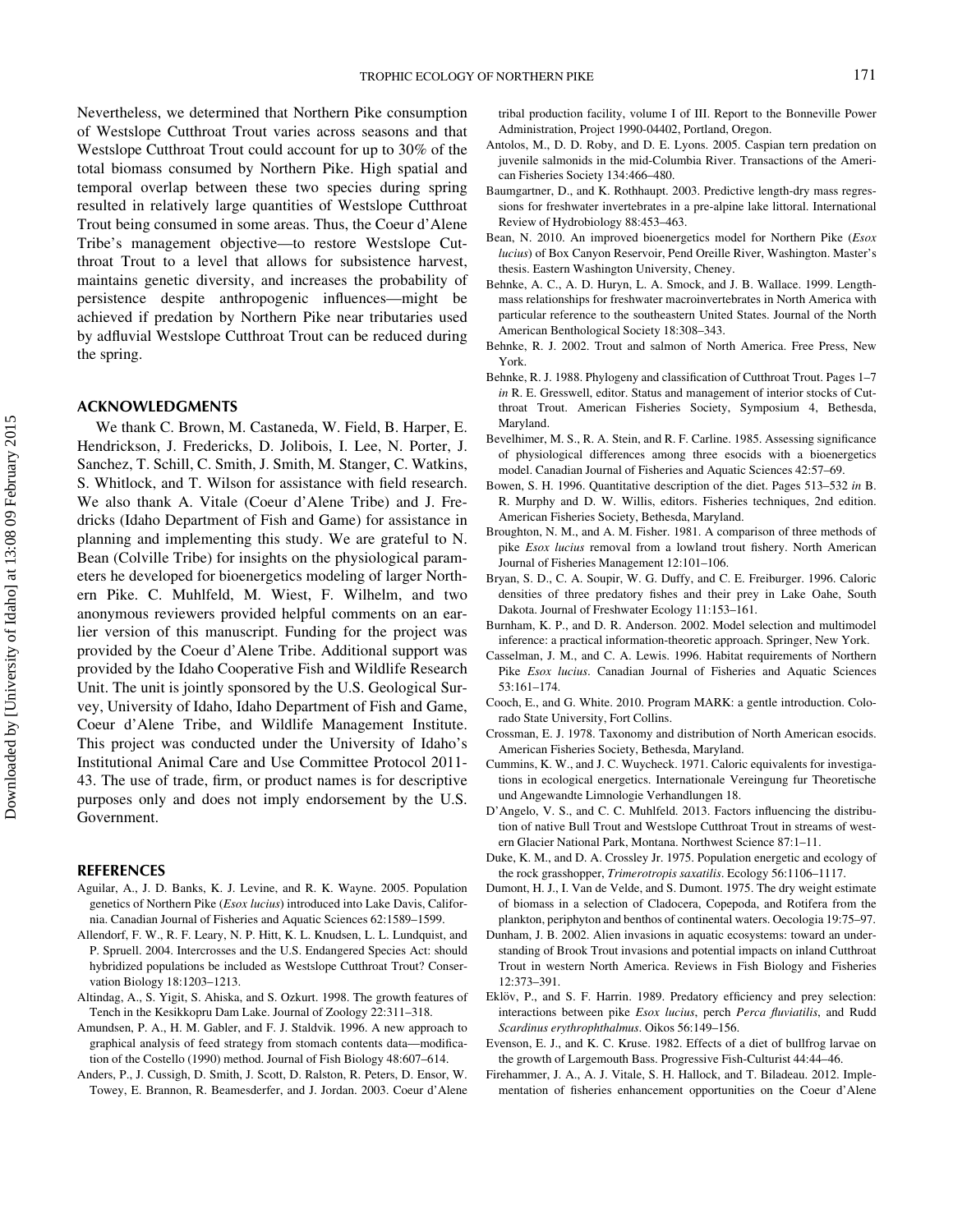Nevertheless, we determined that Northern Pike consumption of Westslope Cutthroat Trout varies across seasons and that Westslope Cutthroat Trout could account for up to 30% of the total biomass consumed by Northern Pike. High spatial and temporal overlap between these two species during spring resulted in relatively large quantities of Westslope Cutthroat Trout being consumed in some areas. Thus, the Coeur d'Alene Tribe's management objective—to restore Westslope Cutthroat Trout to a level that allows for subsistence harvest, maintains genetic diversity, and increases the probability of persistence despite anthropogenic influences—might be achieved if predation by Northern Pike near tributaries used by adfluvial Westslope Cutthroat Trout can be reduced during the spring.

## ACKNOWLEDGMENTS

We thank C. Brown, M. Castaneda, W. Field, B. Harper, E. Hendrickson, J. Fredericks, D. Jolibois, I. Lee, N. Porter, J. Sanchez, T. Schill, C. Smith, J. Smith, M. Stanger, C. Watkins, S. Whitlock, and T. Wilson for assistance with field research. We also thank A. Vitale (Coeur d'Alene Tribe) and J. Fredricks (Idaho Department of Fish and Game) for assistance in planning and implementing this study. We are grateful to N. Bean (Colville Tribe) for insights on the physiological parameters he developed for bioenergetics modeling of larger Northern Pike. C. Muhlfeld, M. Wiest, F. Wilhelm, and two anonymous reviewers provided helpful comments on an earlier version of this manuscript. Funding for the project was provided by the Coeur d'Alene Tribe. Additional support was provided by the Idaho Cooperative Fish and Wildlife Research Unit. The unit is jointly sponsored by the U.S. Geological Survey, University of Idaho, Idaho Department of Fish and Game, Coeur d'Alene Tribe, and Wildlife Management Institute. This project was conducted under the University of Idaho's Institutional Animal Care and Use Committee Protocol 2011-43. The use of trade, firm, or product names is for descriptive purposes only and does not imply endorsement by the U.S. Government.

## REFERENCES

Aguilar, A., J. D. Banks, K. J. Levine, and R. K. Wayne. 2005. Population genetics of Northern Pike (*Esox lucius*) introduced into Lake Davis, California. Canadian Journal of Fisheries and Aquatic Sciences 62:1589–1599.

Allendorf, F. W., R. F. Leary, N. P. Hitt, K. L. Knudsen, L. L. Lundquist, and P. Spruell. 2004. Intercrosses and the U.S. Endangered Species Act: should hybridized populations be included as Westslope Cutthroat Trout? Conservation Biology 18:1203–1213.

Altindag, A., S. Yigit, S. Ahiska, and S. Ozkurt. 1998. The growth features of Tench in the Kesikkopru Dam Lake. Journal of Zoology 22:311–318.

Amundsen, P. A., H. M. Gabler, and F. J. Staldvik. 1996. A new approach to graphical analysis of feed strategy from stomach contents data—modification of the Costello (1990) method. Journal of Fish Biology 48:607–614.

Anders, P., J. Cussigh, D. Smith, J. Scott, D. Ralston, R. Peters, D. Ensor, W. Towey, E. Brannon, R. Beamesderfer, and J. Jordan. 2003. Coeur d'Alene tribal production facility, volume I of III. Report to the Bonneville Power Administration, Project 1990-04402, Portland, Oregon.

Antolos, M., D. D. Roby, and D. E. Lyons. 2005. Caspian tern predation on juvenile salmonids in the mid-Columbia River. Transactions of the American Fisheries Society 134:466–480.

Baumgartner, D., and K. Rothhaupt. 2003. Predictive length-dry mass regressions for freshwater invertebrates in a pre-alpine lake littoral. International Review of Hydrobiology 88:453–463.

Bean, N. 2010. An improved bioenergetics model for Northern Pike (*Esox lucius*) of Box Canyon Reservoir, Pend Oreille River, Washington. Master's thesis. Eastern Washington University, Cheney.

Behnke, A. C., A. D. Huryn, L. A. Smock, and J. B. Wallace. 1999. Length-mass relationships for freshwater macroinvertebrates in North America with particular reference to the southeastern United States. Journal of the North American Benthological Society 18:308–343.

Behnke, R. J. 2002. Trout and salmon of North America. Free Press, New York.

Behnke, R. J. 1988. Phylogeny and classification of Cutthroat Trout. Pages 1–7 *in* R. E. Gresswell, editor. Status and management of interior stocks of Cutthroat Trout. American Fisheries Society, Symposium 4, Bethesda, Maryland.

Bevelhimer, M. S., R. A. Stein, and R. F. Carline. 1985. Assessing significance of physiological differences among three esocids with a bioenergetics model. Canadian Journal of Fisheries and Aquatic Sciences 42:57–69.

Bowen, S. H. 1996. Quantitative description of the diet. Pages 513–532 *in* B. R. Murphy and D. W. Willis, editors. Fisheries techniques, 2nd edition. American Fisheries Society, Bethesda, Maryland.

Broughton, N. M., and A. M. Fisher. 1981. A comparison of three methods of pike *Esox lucius* removal from a lowland trout fishery. North American Journal of Fisheries Management 12:101–106.

Bryan, S. D., C. A. Soupir, W. G. Duffy, and C. E. Freiburger. 1996. Caloric densities of three predatory fishes and their prey in Lake Oahe, South Dakota. Journal of Freshwater Ecology 11:153–161.

Burnham, K. P., and D. R. Anderson. 2002. Model selection and multimodel inference: a practical information-theoretic approach. Springer, New York.

Casselman, J. M., and C. A. Lewis. 1996. Habitat requirements of Northern Pike *Esox lucius*. Canadian Journal of Fisheries and Aquatic Sciences 53:161–174.

Cooch, E., and G. White. 2010. Program MARK: a gentle introduction. Colorado State University, Fort Collins.

Crossman, E. J. 1978. Taxonomy and distribution of North American esocids. American Fisheries Society, Bethesda, Maryland.

Cummins, K. W., and J. C. Wuycheck. 1971. Caloric equivalents for investigations in ecological energetics. Internationale Vereingung fur Theoretische und Angewandte Limnologie Verhandlungen 18.

D'Angelo, V. S., and C. C. Muhlfeld. 2013. Factors influencing the distribution of native Bull Trout and Westslope Cutthroat Trout in streams of western Glacier National Park, Montana. Northwest Science 87:1–11.

Duke, K. M., and D. A. Crossley Jr. 1975. Population energetic and ecology of the rock grasshopper, *Trimerotropis saxatilis*. Ecology 56:1106–1117.

Dumont, H. J., I. Van de Velde, and S. Dumont. 1975. The dry weight estimate of biomass in a selection of Cladocera, Copepoda, and Rotifera from the plankton, periphyton and benthos of continental waters. Oecologia 19:75–97.

Dunham, J. B. 2002. Alien invasions in aquatic ecosystems: toward an understanding of Brook Trout invasions and potential impacts on inland Cutthroat Trout in western North America. Reviews in Fish Biology and Fisheries 12:373–391.

Eklöv, P., and S. F. Harrin. 1989. Predatory efficiency and prey selection: interactions between pike *Esox lucius*, perch *Perca fluviatilis*, and Rudd *Scardinus erythrophthalmus*. Oikos 56:149–156.

Evenson, E. J., and K. C. Kruse. 1982. Effects of a diet of bullfrog larvae on the growth of Largemouth Bass. Progressive Fish-Culturist 44:44–46.

Firehammer, J. A., A. J. Vitale, S. H. Hallock, and T. Biladeau. 2012. Implementation of fisheries enhancement opportunities on the Coeur d'Alene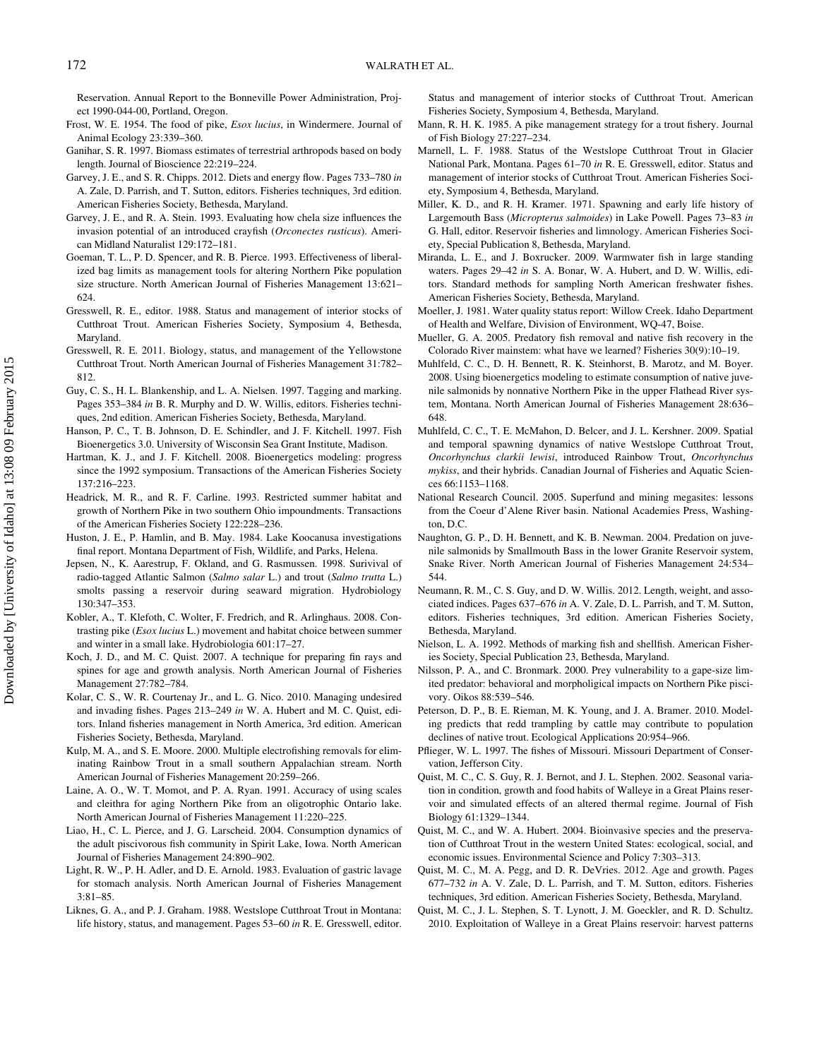Reservation. Annual Report to the Bonneville Power Administration, Project 1990-044-00, Portland, Oregon.

Frost, W. E. 1954. The food of pike, *Esox lucius*, in Windermere. Journal of Animal Ecology 23:339–360.

Ganihar, S. R. 1997. Biomass estimates of terrestrial arthropods based on body length. Journal of Bioscience 22:219–224.

Garvey, J. E., and S. R. Chipps. 2012. Diets and energy flow. Pages 733–780 *in* A. Zale, D. Parrish, and T. Sutton, editors. Fisheries techniques, 3rd edition. American Fisheries Society, Bethesda, Maryland.

Garvey, J. E., and R. A. Stein. 1993. Evaluating how chela size influences the invasion potential of an introduced crayfish (*Orconectes rusticus*). American Midland Naturalist 129:172–181.

Goeman, T. L., P. D. Spencer, and R. B. Pierce. 1993. Effectiveness of liberalized bag limits as management tools for altering Northern Pike population size structure. North American Journal of Fisheries Management 13:621–624.

Gresswell, R. E., editor. 1988. Status and management of interior stocks of Cutthroat Trout. American Fisheries Society, Symposium 4, Bethesda, Maryland.

Gresswell, R. E. 2011. Biology, status, and management of the Yellowstone Cutthroat Trout. North American Journal of Fisheries Management 31:782–812.

Guy, C. S., H. L. Blankenship, and L. A. Nielsen. 1997. Tagging and marking. Pages 353–384 *in* B. R. Murphy and D. W. Willis, editors. Fisheries techniques, 2nd edition. American Fisheries Society, Bethesda, Maryland.

Hanson, P. C., T. B. Johnson, D. E. Schindler, and J. F. Kitchell. 1997. Fish Bioenergetics 3.0. University of Wisconsin Sea Grant Institute, Madison.

Hartman, K. J., and J. F. Kitchell. 2008. Bioenergetics modeling: progress since the 1992 symposium. Transactions of the American Fisheries Society 137:216–223.

Headrick, M. R., and R. F. Carline. 1993. Restricted summer habitat and growth of Northern Pike in two southern Ohio impoundments. Transactions of the American Fisheries Society 122:228–236.

Huston, J. E., P. Hamlin, and B. May. 1984. Lake Koocanusa investigations final report. Montana Department of Fish, Wildlife, and Parks, Helena.

Jepsen, N., K. Aarestrup, F. Okland, and G. Rasmussen. 1998. Surivival of radio-tagged Atlantic Salmon (*Salmo salar* L.) and trout (*Salmo trutta* L.) smolts passing a reservoir during seaward migration. Hydrobiology 130:347–353.

Kobler, A., T. Klefoth, C. Wolter, F. Fredrich, and R. Arlinghaus. 2008. Contrasting pike (*Esox lucius* L.) movement and habitat choice between summer and winter in a small lake. Hydrobiologia 601:17–27.

Koch, J. D., and M. C. Quist. 2007. A technique for preparing fin rays and spines for age and growth analysis. North American Journal of Fisheries Management 27:782–784.

Kolar, C. S., W. R. Courtenay Jr., and L. G. Nico. 2010. Managing undesired and invading fishes. Pages 213–249 *in* W. A. Hubert and M. C. Quist, editors. Inland fisheries management in North America, 3rd edition. American Fisheries Society, Bethesda, Maryland.

Kulp, M. A., and S. E. Moore. 2000. Multiple electrofishing removals for eliminating Rainbow Trout in a small southern Appalachian stream. North American Journal of Fisheries Management 20:259–266.

Laine, A. O., W. T. Momot, and P. A. Ryan. 1991. Accuracy of using scales and cleithra for aging Northern Pike from an oligotrophic Ontario lake. North American Journal of Fisheries Management 11:220–225.

Liao, H., C. L. Pierce, and J. G. Larscheid. 2004. Consumption dynamics of the adult piscivorous fish community in Spirit Lake, Iowa. North American Journal of Fisheries Management 24:890–902.

Light, R. W., P. H. Adler, and D. E. Arnold. 1983. Evaluation of gastric lavage for stomach analysis. North American Journal of Fisheries Management 3:81–85.

Liknes, G. A., and P. J. Graham. 1988. Westslope Cutthroat Trout in Montana: life history, status, and management. Pages 53–60 *in* R. E. Gresswell, editor. Status and management of interior stocks of Cutthroat Trout. American Fisheries Society, Symposium 4, Bethesda, Maryland.

Mann, R. H. K. 1985. A pike management strategy for a trout fishery. Journal of Fish Biology 27:227–234.

Marnell, L. F. 1988. Status of the Westslope Cutthroat Trout in Glacier National Park, Montana. Pages 61–70 *in* R. E. Gresswell, editor. Status and management of interior stocks of Cutthroat Trout. American Fisheries Society, Symposium 4, Bethesda, Maryland.

Miller, K. D., and R. H. Kramer. 1971. Spawning and early life history of Largemouth Bass (*Micropterus salmoides*) in Lake Powell. Pages 73–83 *in* G. Hall, editor. Reservoir fisheries and limnology. American Fisheries Society, Special Publication 8, Bethesda, Maryland.

Miranda, L. E., and J. Boxrucker. 2009. Warmwater fish in large standing waters. Pages 29–42 *in* S. A. Bonar, W. A. Hubert, and D. W. Willis, editors. Standard methods for sampling North American freshwater fishes. American Fisheries Society, Bethesda, Maryland.

Moeller, J. 1981. Water quality status report: Willow Creek. Idaho Department of Health and Welfare, Division of Environment, WQ-47, Boise.

Mueller, G. A. 2005. Predatory fish removal and native fish recovery in the Colorado River mainstem: what have we learned? Fisheries 30(9):10–19.

Muhlfeld, C. C., D. H. Bennett, R. K. Steinhorst, B. Marotz, and M. Boyer. 2008. Using bioenergetics modeling to estimate consumption of native juvenile salmonids by nonnative Northern Pike in the upper Flathead River system, Montana. North American Journal of Fisheries Management 28:636–648.

Muhlfeld, C. C., T. E. McMahon, D. Belcer, and J. L. Kershner. 2009. Spatial and temporal spawning dynamics of native Westslope Cutthroat Trout, *Oncorhynchus clarkii lewisi*, introduced Rainbow Trout, *Oncorhynchus mykiss*, and their hybrids. Canadian Journal of Fisheries and Aquatic Sciences 66:1153–1168.

National Research Council. 2005. Superfund and mining megasites: lessons from the Coeur d'Alene River basin. National Academies Press, Washington, D.C.

Naughton, G. P., D. H. Bennett, and K. B. Newman. 2004. Predation on juvenile salmonids by Smallmouth Bass in the lower Granite Reservoir system, Snake River. North American Journal of Fisheries Management 24:534–544.

Neumann, R. M., C. S. Guy, and D. W. Willis. 2012. Length, weight, and associated indices. Pages 637–676 *in* A. V. Zale, D. L. Parrish, and T. M. Sutton, editors. Fisheries techniques, 3rd edition. American Fisheries Society, Bethesda, Maryland.

Nielson, L. A. 1992. Methods of marking fish and shellfish. American Fisheries Society, Special Publication 23, Bethesda, Maryland.

Nilsson, P. A., and C. Bronmark. 2000. Prey vulnerability to a gape-size limited predator: behavioral and morpholigical impacts on Northern Pike piscivory. Oikos 88:539–546.

Peterson, D. P., B. E. Rieman, M. K. Young, and J. A. Bramer. 2010. Modeling predicts that redd trampling by cattle may contribute to population declines of native trout. Ecological Applications 20:954–966.

Pflieger, W. L. 1997. The fishes of Missouri. Missouri Department of Conservation, Jefferson City.

Quist, M. C., C. S. Guy, R. J. Bernot, and J. L. Stephen. 2002. Seasonal variation in condition, growth and food habits of Walleye in a Great Plains reservoir and simulated effects of an altered thermal regime. Journal of Fish Biology 61:1329–1344.

Quist, M. C., and W. A. Hubert. 2004. Bioinvasive species and the preservation of Cutthroat Trout in the western United States: ecological, social, and economic issues. Environmental Science and Policy 7:303–313.

Quist, M. C., M. A. Pegg, and D. R. DeVries. 2012. Age and growth. Pages 677–732 *in* A. V. Zale, D. L. Parrish, and T. M. Sutton, editors. Fisheries techniques, 3rd edition. American Fisheries Society, Bethesda, Maryland.

Quist, M. C., J. L. Stephen, S. T. Lynott, J. M. Goeckler, and R. D. Schultz. 2010. Exploitation of Walleye in a Great Plains reservoir: harvest patterns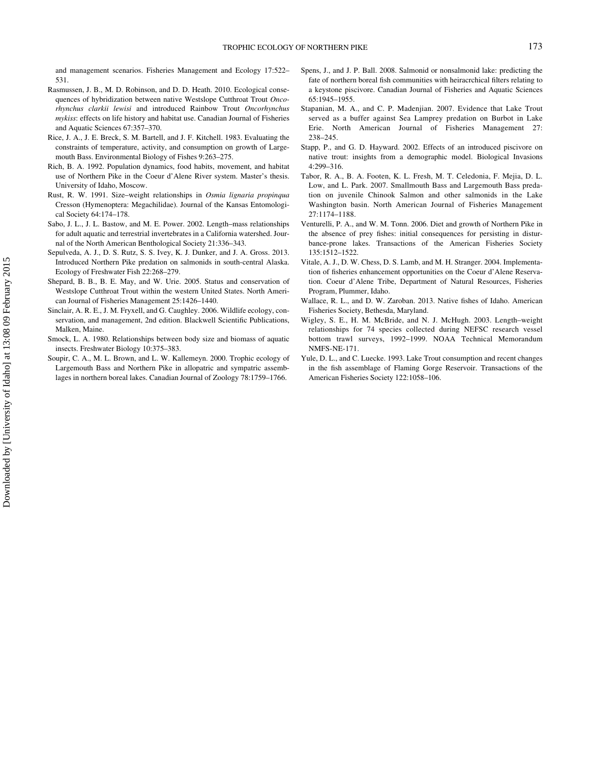and management scenarios. Fisheries Management and Ecology 17:522–531.

Rasmussen, J. B., M. D. Robinson, and D. D. Heath. 2010. Ecological consequences of hybridization between native Westslope Cutthroat Trout *Oncorhynchus clarkii lewisi* and introduced Rainbow Trout *Oncorhynchus mykiss*: effects on life history and habitat use. Canadian Journal of Fisheries and Aquatic Sciences 67:357–370.

Rice, J. A., J. E. Breck, S. M. Bartell, and J. F. Kitchell. 1983. Evaluating the constraints of temperature, activity, and consumption on growth of Largemouth Bass. Environmental Biology of Fishes 9:263–275.

Rich, B. A. 1992. Population dynamics, food habits, movement, and habitat use of Northern Pike in the Coeur d'Alene River system. Master's thesis. University of Idaho, Moscow.

Rust, R. W. 1991. Size–weight relationships in *Osmia lignaria propinqua* Cresson (Hymenoptera: Megachilidae). Journal of the Kansas Entomological Society 64:174–178.

Sabo, J. L., J. L. Bastow, and M. E. Power. 2002. Length–mass relationships for adult aquatic and terrestrial invertebrates in a California watershed. Journal of the North American Benthological Society 21:336–343.

Sepulveda, A. J., D. S. Rutz, S. S. Ivey, K. J. Dunker, and J. A. Gross. 2013. Introduced Northern Pike predation on salmonids in south-central Alaska. Ecology of Freshwater Fish 22:268–279.

Shepard, B. B., B. E. May, and W. Urie. 2005. Status and conservation of Westslope Cutthroat Trout within the western United States. North American Journal of Fisheries Management 25:1426–1440.

Sinclair, A. R. E., J. M. Fryxell, and G. Caughley. 2006. Wildlife ecology, conservation, and management, 2nd edition. Blackwell Scientific Publications, Malken, Maine.

Smock, L. A. 1980. Relationships between body size and biomass of aquatic insects. Freshwater Biology 10:375–383.

Soupir, C. A., M. L. Brown, and L. W. Kallemeyn. 2000. Trophic ecology of Largemouth Bass and Northern Pike in allopatric and sympatric assemblages in northern boreal lakes. Canadian Journal of Zoology 78:1759–1766.

Spens, J., and J. P. Ball. 2008. Salmonid or nonsalmonid lake: predicting the fate of northern boreal fish communities with heiracrchical filters relating to a keystone piscivore. Canadian Journal of Fisheries and Aquatic Sciences 65:1945–1955.

Stapanian, M. A., and C. P. Madenjian. 2007. Evidence that Lake Trout served as a buffer against Sea Lamprey predation on Burbot in Lake Erie. North American Journal of Fisheries Management 27: 238–245.

Stapp, P., and G. D. Hayward. 2002. Effects of an introduced piscivore on native trout: insights from a demographic model. Biological Invasions 4:299–316.

Tabor, R. A., B. A. Footen, K. L. Fresh, M. T. Celedonia, F. Mejia, D. L. Low, and L. Park. 2007. Smallmouth Bass and Largemouth Bass predation on juvenile Chinook Salmon and other salmonids in the Lake Washington basin. North American Journal of Fisheries Management 27:1174–1188.

Venturelli, P. A., and W. M. Tonn. 2006. Diet and growth of Northern Pike in the absence of prey fishes: initial consequences for persisting in disturbance-prone lakes. Transactions of the American Fisheries Society 135:1512–1522.

Vitale, A. J., D. W. Chess, D. S. Lamb, and M. H. Stranger. 2004. Implementation of fisheries enhancement opportunities on the Coeur d'Alene Reservation. Coeur d'Alene Tribe, Department of Natural Resources, Fisheries Program, Plummer, Idaho.

Wallace, R. L., and D. W. Zaroban. 2013. Native fishes of Idaho. American Fisheries Society, Bethesda, Maryland.

Wigley, S. E., H. M. McBride, and N. J. McHugh. 2003. Length–weight relationships for 74 species collected during NEFSC research vessel bottom trawl surveys, 1992–1999. NOAA Technical Memorandum NMFS-NE-171.

Yule, D. L., and C. Luecke. 1993. Lake Trout consumption and recent changes in the fish assemblage of Flaming Gorge Reservoir. Transactions of the American Fisheries Society 122:1058–106.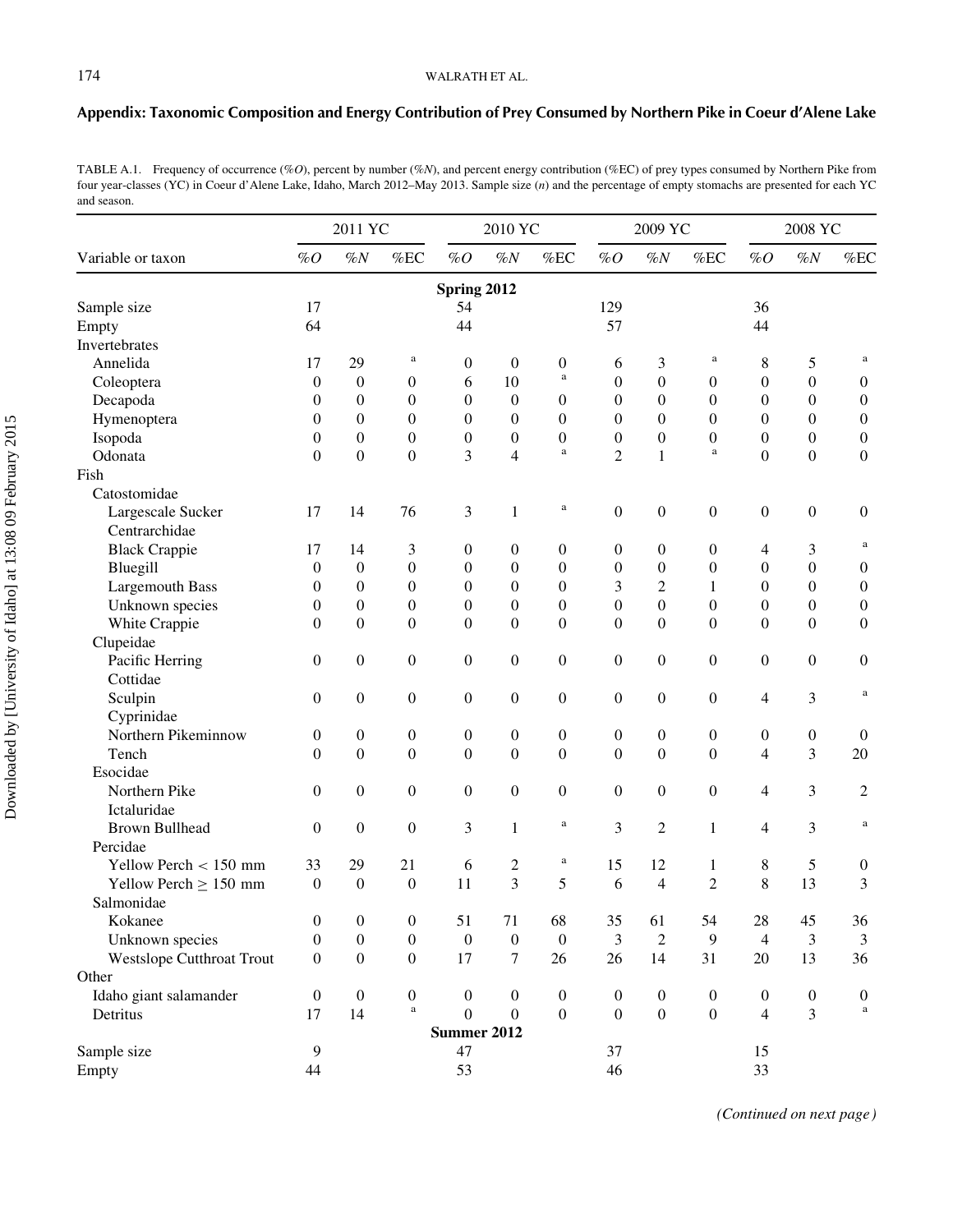## Appendix: Taxonomic Composition and Energy Contribution of Prey Consumed by Northern Pike in Coeur d'Alene Lake

TABLE A.1. Frequency of occurrence (%*O*), percent by number (%*N*), and percent energy contribution (%EC) of prey types consumed by Northern Pike from four year-classes (YC) in Coeur d'Alene Lake, Idaho, March 2012–May 2013. Sample size (*n*) and the percentage of empty stomachs are presented for each YC and season.

| Variable or taxon | 2011 YC | | | 2010 YC | | | 2009 YC | | | 2008 YC | | |
|---|---|---|---|---|---|---|---|---|---|---|---|---|
| | %*O* | %*N* | %EC | %*O* | %*N* | %EC | %*O* | %*N* | %EC | %*O* | %*N* | %EC |
| **Spring 2012** | | | | | | | | | | | | |
| Sample size | 17 | | | 54 | | | 129 | | | 36 | | |
| Empty | 64 | | | 44 | | | 57 | | | 44 | | |
| Invertebrates | | | | | | | | | | | | |
| Annelida | 17 | 29 | a | 0 | 0 | 0 | 6 | 3 | a | 8 | 5 | a |
| Coleoptera | 0 | 0 | 0 | 6 | 10 | a | 0 | 0 | 0 | 0 | 0 | 0 |
| Decapoda | 0 | 0 | 0 | 0 | 0 | 0 | 0 | 0 | 0 | 0 | 0 | 0 |
| Hymenoptera | 0 | 0 | 0 | 0 | 0 | 0 | 0 | 0 | 0 | 0 | 0 | 0 |
| Isopoda | 0 | 0 | 0 | 0 | 0 | 0 | 0 | 0 | 0 | 0 | 0 | 0 |
| Odonata | 0 | 0 | 0 | 3 | 4 | a | 2 | 1 | a | 0 | 0 | 0 |
| Fish | | | | | | | | | | | | |
| Catostomidae | | | | | | | | | | | | |
| Largescale Sucker | 17 | 14 | 76 | 3 | 1 | a | 0 | 0 | 0 | 0 | 0 | 0 |
| Centrarchidae | | | | | | | | | | | | |
| Black Crappie | 17 | 14 | 3 | 0 | 0 | 0 | 0 | 0 | 0 | 4 | 3 | a |
| Bluegill | 0 | 0 | 0 | 0 | 0 | 0 | 0 | 0 | 0 | 0 | 0 | 0 |
| Largemouth Bass | 0 | 0 | 0 | 0 | 0 | 0 | 3 | 2 | 1 | 0 | 0 | 0 |
| Unknown species | 0 | 0 | 0 | 0 | 0 | 0 | 0 | 0 | 0 | 0 | 0 | 0 |
| White Crappie | 0 | 0 | 0 | 0 | 0 | 0 | 0 | 0 | 0 | 0 | 0 | 0 |
| Clupeidae | | | | | | | | | | | | |
| Pacific Herring | 0 | 0 | 0 | 0 | 0 | 0 | 0 | 0 | 0 | 0 | 0 | 0 |
| Cottidae | | | | | | | | | | | | |
| Sculpin | 0 | 0 | 0 | 0 | 0 | 0 | 0 | 0 | 0 | 4 | 3 | a |
| Cyprinidae | | | | | | | | | | | | |
| Northern Pikeminnow | 0 | 0 | 0 | 0 | 0 | 0 | 0 | 0 | 0 | 0 | 0 | 0 |
| Tench | 0 | 0 | 0 | 0 | 0 | 0 | 0 | 0 | 0 | 4 | 3 | 20 |
| Esocidae | | | | | | | | | | | | |
| Northern Pike | 0 | 0 | 0 | 0 | 0 | 0 | 0 | 0 | 0 | 4 | 3 | 2 |
| Ictaluridae | | | | | | | | | | | | |
| Brown Bullhead | 0 | 0 | 0 | 3 | 1 | a | 3 | 2 | 1 | 4 | 3 | a |
| Percidae | | | | | | | | | | | | |
| Yellow Perch < 150 mm | 33 | 29 | 21 | 6 | 2 | a | 15 | 12 | 1 | 8 | 5 | 0 |
| Yellow Perch ≥ 150 mm | 0 | 0 | 0 | 11 | 3 | 5 | 6 | 4 | 2 | 8 | 13 | 3 |
| Salmonidae | | | | | | | | | | | | |
| Kokanee | 0 | 0 | 0 | 51 | 71 | 68 | 35 | 61 | 54 | 28 | 45 | 36 |
| Unknown species | 0 | 0 | 0 | 0 | 0 | 0 | 3 | 2 | 9 | 4 | 3 | 3 |
| Westslope Cutthroat Trout | 0 | 0 | 0 | 17 | 7 | 26 | 26 | 14 | 31 | 20 | 13 | 36 |
| Other | | | | | | | | | | | | |
| Idaho giant salamander | 0 | 0 | 0 | 0 | 0 | 0 | 0 | 0 | 0 | 0 | 0 | 0 |
| Detritus | 17 | 14 | a | 0 | 0 | 0 | 0 | 0 | 0 | 4 | 3 | a |
| **Summer 2012** | | | | | | | | | | | | |
| Sample size | 9 | | | 47 | | | 37 | | | 15 | | |
| Empty | 44 | | | 53 | | | 46 | | | 33 | | |

*(Continued on next page)*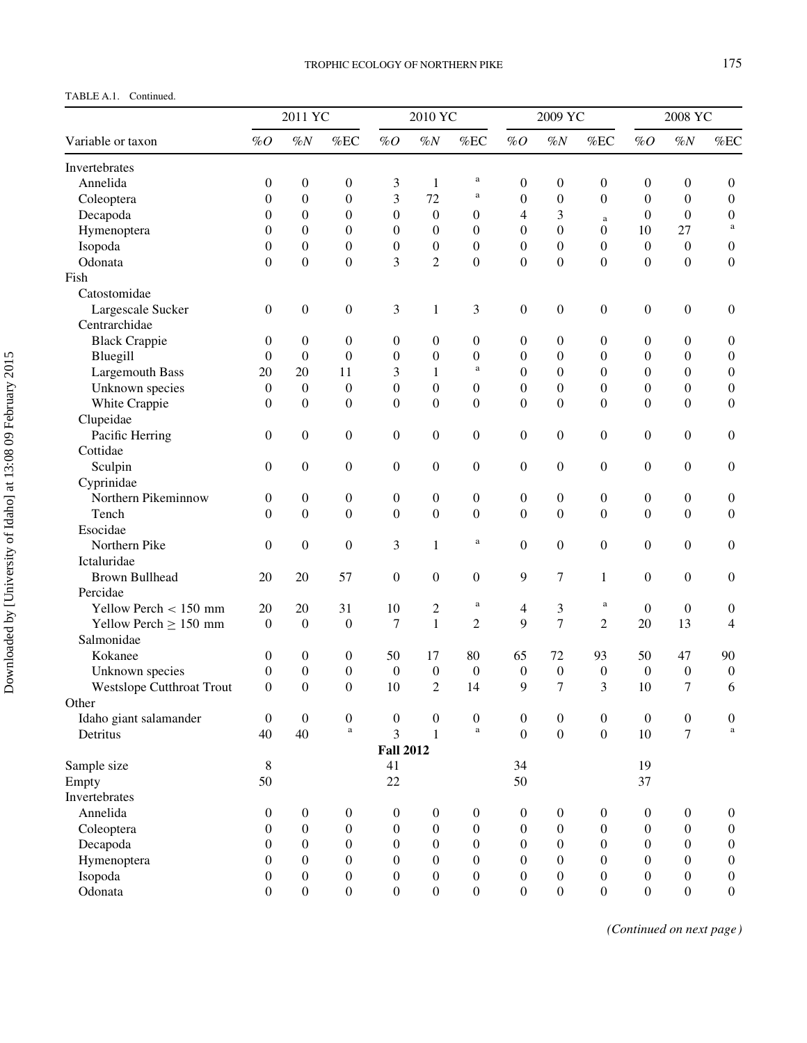TABLE A.1. Continued.

| Variable or taxon | 2011 YC %O | 2011 YC %N | 2011 YC %EC | 2010 YC %O | 2010 YC %N | 2010 YC %EC | 2009 YC %O | 2009 YC %N | 2009 YC %EC | 2008 YC %O | 2008 YC %N | 2008 YC %EC |
|---|---|---|---|---|---|---|---|---|---|---|---|---|
| Invertebrates | | | | | | | | | | | | |
| Annelida | 0 | 0 | 0 | 3 | 1 | [a] | 0 | 0 | 0 | 0 | 0 | 0 |
| Coleoptera | 0 | 0 | 0 | 3 | 72 | [a] | 0 | 0 | 0 | 0 | 0 | 0 |
| Decapoda | 0 | 0 | 0 | 0 | 0 | 0 | 4 | 3 | [a] | 0 | 0 | 0 |
| Hymenoptera | 0 | 0 | 0 | 0 | 0 | 0 | 0 | 0 | 0 | 10 | 27 | [a] |
| Isopoda | 0 | 0 | 0 | 0 | 0 | 0 | 0 | 0 | 0 | 0 | 0 | 0 |
| Odonata | 0 | 0 | 0 | 3 | 2 | 0 | 0 | 0 | 0 | 0 | 0 | 0 |
| Fish | | | | | | | | | | | | |
| Catostomidae | | | | | | | | | | | | |
| Largescale Sucker | 0 | 0 | 0 | 3 | 1 | 3 | 0 | 0 | 0 | 0 | 0 | 0 |
| Centrarchidae | | | | | | | | | | | | |
| Black Crappie | 0 | 0 | 0 | 0 | 0 | 0 | 0 | 0 | 0 | 0 | 0 | 0 |
| Bluegill | 0 | 0 | 0 | 0 | 0 | 0 | 0 | 0 | 0 | 0 | 0 | 0 |
| Largemouth Bass | 20 | 20 | 11 | 3 | 1 | [a] | 0 | 0 | 0 | 0 | 0 | 0 |
| Unknown species | 0 | 0 | 0 | 0 | 0 | 0 | 0 | 0 | 0 | 0 | 0 | 0 |
| White Crappie | 0 | 0 | 0 | 0 | 0 | 0 | 0 | 0 | 0 | 0 | 0 | 0 |
| Clupeidae | | | | | | | | | | | | |
| Pacific Herring | 0 | 0 | 0 | 0 | 0 | 0 | 0 | 0 | 0 | 0 | 0 | 0 |
| Cottidae | | | | | | | | | | | | |
| Sculpin | 0 | 0 | 0 | 0 | 0 | 0 | 0 | 0 | 0 | 0 | 0 | 0 |
| Cyprinidae | | | | | | | | | | | | |
| Northern Pikeminnow | 0 | 0 | 0 | 0 | 0 | 0 | 0 | 0 | 0 | 0 | 0 | 0 |
| Tench | 0 | 0 | 0 | 0 | 0 | 0 | 0 | 0 | 0 | 0 | 0 | 0 |
| Esocidae | | | | | | | | | | | | |
| Northern Pike | 0 | 0 | 0 | 3 | 1 | [a] | 0 | 0 | 0 | 0 | 0 | 0 |
| Ictaluridae | | | | | | | | | | | | |
| Brown Bullhead | 20 | 20 | 57 | 0 | 0 | 0 | 9 | 7 | 1 | 0 | 0 | 0 |
| Percidae | | | | | | | | | | | | |
| Yellow Perch < 150 mm | 20 | 20 | 31 | 10 | 2 | [a] | 4 | 3 | [a] | 0 | 0 | 0 |
| Yellow Perch ≥ 150 mm | 0 | 0 | 0 | 7 | 1 | 2 | 9 | 7 | 2 | 20 | 13 | 4 |
| Salmonidae | | | | | | | | | | | | |
| Kokanee | 0 | 0 | 0 | 50 | 17 | 80 | 65 | 72 | 93 | 50 | 47 | 90 |
| Unknown species | 0 | 0 | 0 | 0 | 0 | 0 | 0 | 0 | 0 | 0 | 0 | 0 |
| Westslope Cutthroat Trout | 0 | 0 | 0 | 10 | 2 | 14 | 9 | 7 | 3 | 10 | 7 | 6 |
| Other | | | | | | | | | | | | |
| Idaho giant salamander | 0 | 0 | 0 | 0 | 0 | 0 | 0 | 0 | 0 | 0 | 0 | 0 |
| Detritus | 40 | 40 | [a] | 3 | 1 | [a] | 0 | 0 | 0 | 10 | 7 | [a] |
| **Fall 2012** | | | | | | | | | | | | |
| Sample size | 8 | | | 41 | | | 34 | | | 19 | | |
| Empty | 50 | | | 22 | | | 50 | | | 37 | | |
| Invertebrates | | | | | | | | | | | | |
| Annelida | 0 | 0 | 0 | 0 | 0 | 0 | 0 | 0 | 0 | 0 | 0 | 0 |
| Coleoptera | 0 | 0 | 0 | 0 | 0 | 0 | 0 | 0 | 0 | 0 | 0 | 0 |
| Decapoda | 0 | 0 | 0 | 0 | 0 | 0 | 0 | 0 | 0 | 0 | 0 | 0 |
| Hymenoptera | 0 | 0 | 0 | 0 | 0 | 0 | 0 | 0 | 0 | 0 | 0 | 0 |
| Isopoda | 0 | 0 | 0 | 0 | 0 | 0 | 0 | 0 | 0 | 0 | 0 | 0 |
| Odonata | 0 | 0 | 0 | 0 | 0 | 0 | 0 | 0 | 0 | 0 | 0 | 0 |

*(Continued on next page)*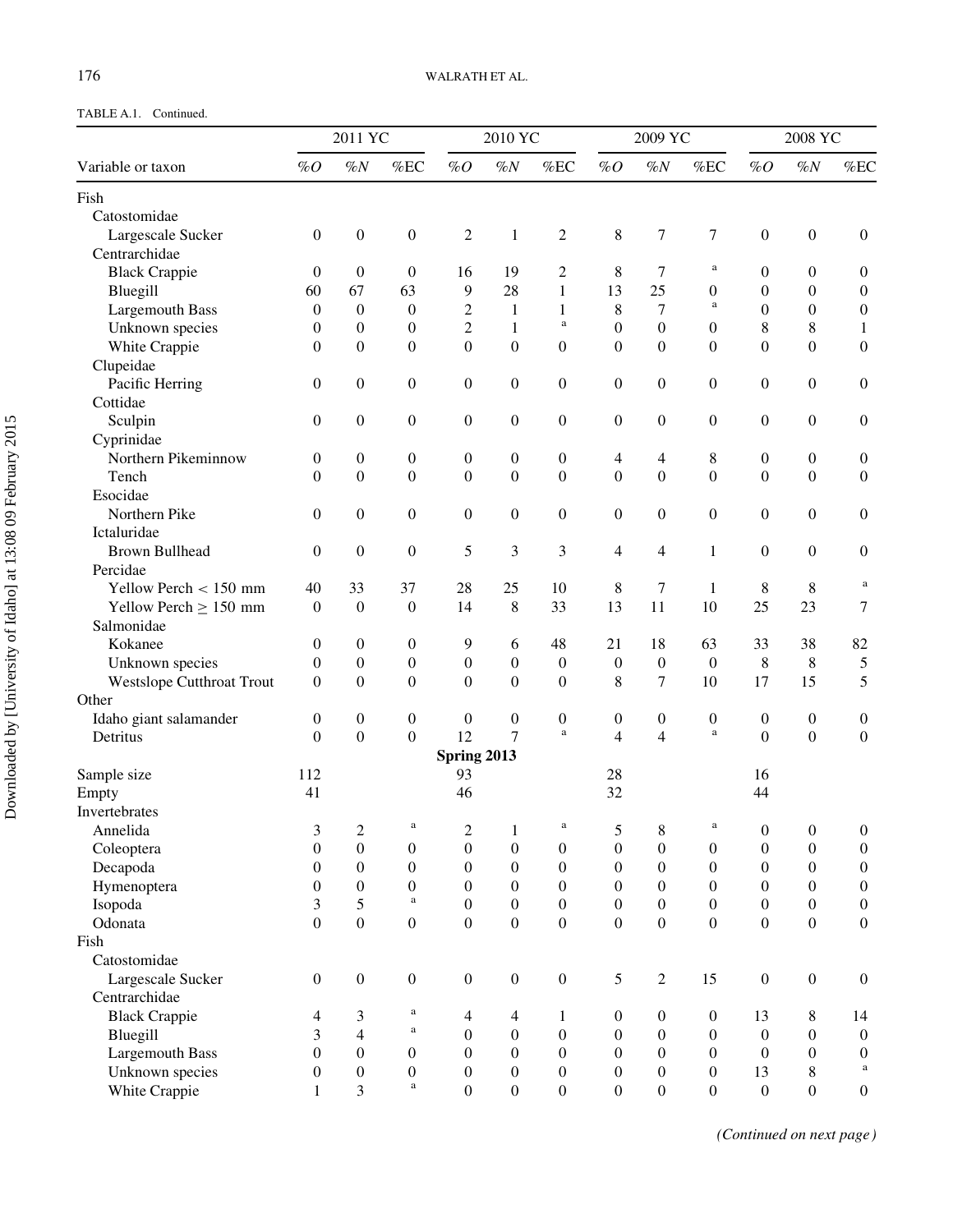TABLE A.1. Continued.

| Variable or taxon | 2011 YC %O | 2011 YC %N | 2011 YC %EC | 2010 YC %O | 2010 YC %N | 2010 YC %EC | 2009 YC %O | 2009 YC %N | 2009 YC %EC | 2008 YC %O | 2008 YC %N | 2008 YC %EC |
|---|---|---|---|---|---|---|---|---|---|---|---|---|
| Fish | | | | | | | | | | | | |
| Catostomidae | | | | | | | | | | | | |
| Largescale Sucker | 0 | 0 | 0 | 2 | 1 | 2 | 8 | 7 | 7 | 0 | 0 | 0 |
| Centrarchidae | | | | | | | | | | | | |
| Black Crappie | 0 | 0 | 0 | 16 | 19 | 2 | 8 | 7 | a | 0 | 0 | 0 |
| Bluegill | 60 | 67 | 63 | 9 | 28 | 1 | 13 | 25 | 0 | 0 | 0 | 0 |
| Largemouth Bass | 0 | 0 | 0 | 2 | 1 | 1 | 8 | 7 | a | 0 | 0 | 0 |
| Unknown species | 0 | 0 | 0 | 2 | 1 | a | 0 | 0 | 0 | 8 | 8 | 1 |
| White Crappie | 0 | 0 | 0 | 0 | 0 | 0 | 0 | 0 | 0 | 0 | 0 | 0 |
| Clupeidae | | | | | | | | | | | | |
| Pacific Herring | 0 | 0 | 0 | 0 | 0 | 0 | 0 | 0 | 0 | 0 | 0 | 0 |
| Cottidae | | | | | | | | | | | | |
| Sculpin | 0 | 0 | 0 | 0 | 0 | 0 | 0 | 0 | 0 | 0 | 0 | 0 |
| Cyprinidae | | | | | | | | | | | | |
| Northern Pikeminnow | 0 | 0 | 0 | 0 | 0 | 0 | 4 | 4 | 8 | 0 | 0 | 0 |
| Tench | 0 | 0 | 0 | 0 | 0 | 0 | 0 | 0 | 0 | 0 | 0 | 0 |
| Esocidae | | | | | | | | | | | | |
| Northern Pike | 0 | 0 | 0 | 0 | 0 | 0 | 0 | 0 | 0 | 0 | 0 | 0 |
| Ictaluridae | | | | | | | | | | | | |
| Brown Bullhead | 0 | 0 | 0 | 5 | 3 | 3 | 4 | 4 | 1 | 0 | 0 | 0 |
| Percidae | | | | | | | | | | | | |
| Yellow Perch < 150 mm | 40 | 33 | 37 | 28 | 25 | 10 | 8 | 7 | 1 | 8 | 8 | a |
| Yellow Perch ≥ 150 mm | 0 | 0 | 0 | 14 | 8 | 33 | 13 | 11 | 10 | 25 | 23 | 7 |
| Salmonidae | | | | | | | | | | | | |
| Kokanee | 0 | 0 | 0 | 9 | 6 | 48 | 21 | 18 | 63 | 33 | 38 | 82 |
| Unknown species | 0 | 0 | 0 | 0 | 0 | 0 | 0 | 0 | 0 | 8 | 8 | 5 |
| Westslope Cutthroat Trout | 0 | 0 | 0 | 0 | 0 | 0 | 8 | 7 | 10 | 17 | 15 | 5 |
| Other | | | | | | | | | | | | |
| Idaho giant salamander | 0 | 0 | 0 | 0 | 0 | 0 | 0 | 0 | 0 | 0 | 0 | 0 |
| Detritus | 0 | 0 | 0 | 12 | 7 | a | 4 | 4 | a | 0 | 0 | 0 |
| **Spring 2013** | | | | | | | | | | | | |
| Sample size | 112 | | | 93 | | | 28 | | | 16 | | |
| Empty | 41 | | | 46 | | | 32 | | | 44 | | |
| Invertebrates | | | | | | | | | | | | |
| Annelida | 3 | 2 | a | 2 | 1 | a | 5 | 8 | a | 0 | 0 | 0 |
| Coleoptera | 0 | 0 | 0 | 0 | 0 | 0 | 0 | 0 | 0 | 0 | 0 | 0 |
| Decapoda | 0 | 0 | 0 | 0 | 0 | 0 | 0 | 0 | 0 | 0 | 0 | 0 |
| Hymenoptera | 0 | 0 | 0 | 0 | 0 | 0 | 0 | 0 | 0 | 0 | 0 | 0 |
| Isopoda | 3 | 5 | a | 0 | 0 | 0 | 0 | 0 | 0 | 0 | 0 | 0 |
| Odonata | 0 | 0 | 0 | 0 | 0 | 0 | 0 | 0 | 0 | 0 | 0 | 0 |
| Fish | | | | | | | | | | | | |
| Catostomidae | | | | | | | | | | | | |
| Largescale Sucker | 0 | 0 | 0 | 0 | 0 | 0 | 5 | 2 | 15 | 0 | 0 | 0 |
| Centrarchidae | | | | | | | | | | | | |
| Black Crappie | 4 | 3 | a | 4 | 4 | 1 | 0 | 0 | 0 | 13 | 8 | 14 |
| Bluegill | 3 | 4 | a | 0 | 0 | 0 | 0 | 0 | 0 | 0 | 0 | 0 |
| Largemouth Bass | 0 | 0 | 0 | 0 | 0 | 0 | 0 | 0 | 0 | 0 | 0 | 0 |
| Unknown species | 0 | 0 | 0 | 0 | 0 | 0 | 0 | 0 | 0 | 13 | 8 | a |
| White Crappie | 1 | 3 | a | 0 | 0 | 0 | 0 | 0 | 0 | 0 | 0 | 0 |

*(Continued on next page)*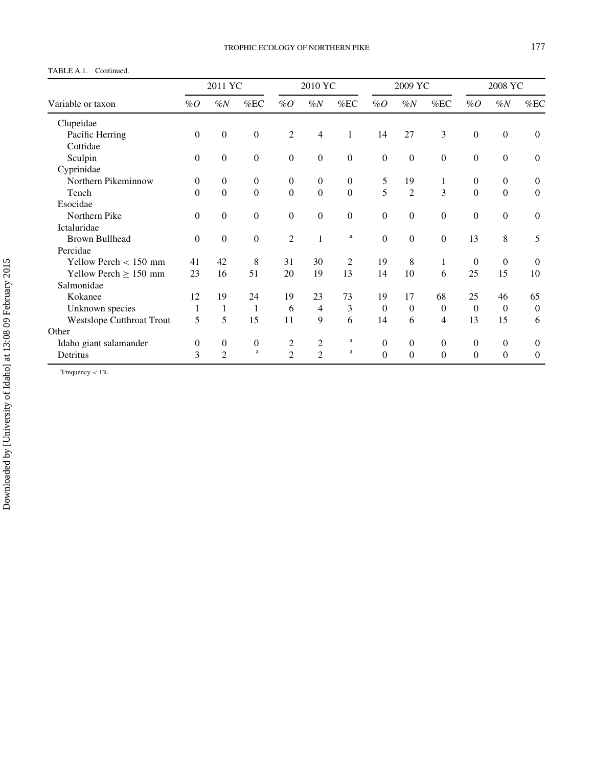TABLE A.1. Continued.

| Variable or taxon | 2011 YC | | | 2010 YC | | | 2009 YC | | | 2008 YC | | |
|---|---|---|---|---|---|---|---|---|---|---|---|---|
| | %*O* | %*N* | %EC | %*O* | %*N* | %EC | %*O* | %*N* | %EC | %*O* | %*N* | %EC |
| Clupeidae | | | | | | | | | | | | |
| Pacific Herring | 0 | 0 | 0 | 2 | 4 | 1 | 14 | 27 | 3 | 0 | 0 | 0 |
| Cottidae | | | | | | | | | | | | |
| Sculpin | 0 | 0 | 0 | 0 | 0 | 0 | 0 | 0 | 0 | 0 | 0 | 0 |
| Cyprinidae | | | | | | | | | | | | |
| Northern Pikeminnow | 0 | 0 | 0 | 0 | 0 | 0 | 5 | 19 | 1 | 0 | 0 | 0 |
| Tench | 0 | 0 | 0 | 0 | 0 | 0 | 5 | 2 | 3 | 0 | 0 | 0 |
| Esocidae | | | | | | | | | | | | |
| Northern Pike | 0 | 0 | 0 | 0 | 0 | 0 | 0 | 0 | 0 | 0 | 0 | 0 |
| Ictaluridae | | | | | | | | | | | | |
| Brown Bullhead | 0 | 0 | 0 | 2 | 1 | [a] | 0 | 0 | 0 | 13 | 8 | 5 |
| Percidae | | | | | | | | | | | | |
| Yellow Perch < 150 mm | 41 | 42 | 8 | 31 | 30 | 2 | 19 | 8 | 1 | 0 | 0 | 0 |
| Yellow Perch ≥ 150 mm | 23 | 16 | 51 | 20 | 19 | 13 | 14 | 10 | 6 | 25 | 15 | 10 |
| Salmonidae | | | | | | | | | | | | |
| Kokanee | 12 | 19 | 24 | 19 | 23 | 73 | 19 | 17 | 68 | 25 | 46 | 65 |
| Unknown species | 1 | 1 | 1 | 6 | 4 | 3 | 0 | 0 | 0 | 0 | 0 | 0 |
| Westslope Cutthroat Trout | 5 | 5 | 15 | 11 | 9 | 6 | 14 | 6 | 4 | 13 | 15 | 6 |
| Other | | | | | | | | | | | | |
| Idaho giant salamander | 0 | 0 | 0 | 2 | 2 | [a] | 0 | 0 | 0 | 0 | 0 | 0 |
| Detritus | 3 | 2 | [a] | 2 | 2 | [a] | 0 | 0 | 0 | 0 | 0 | 0 |

[a]Frequency < 1%.